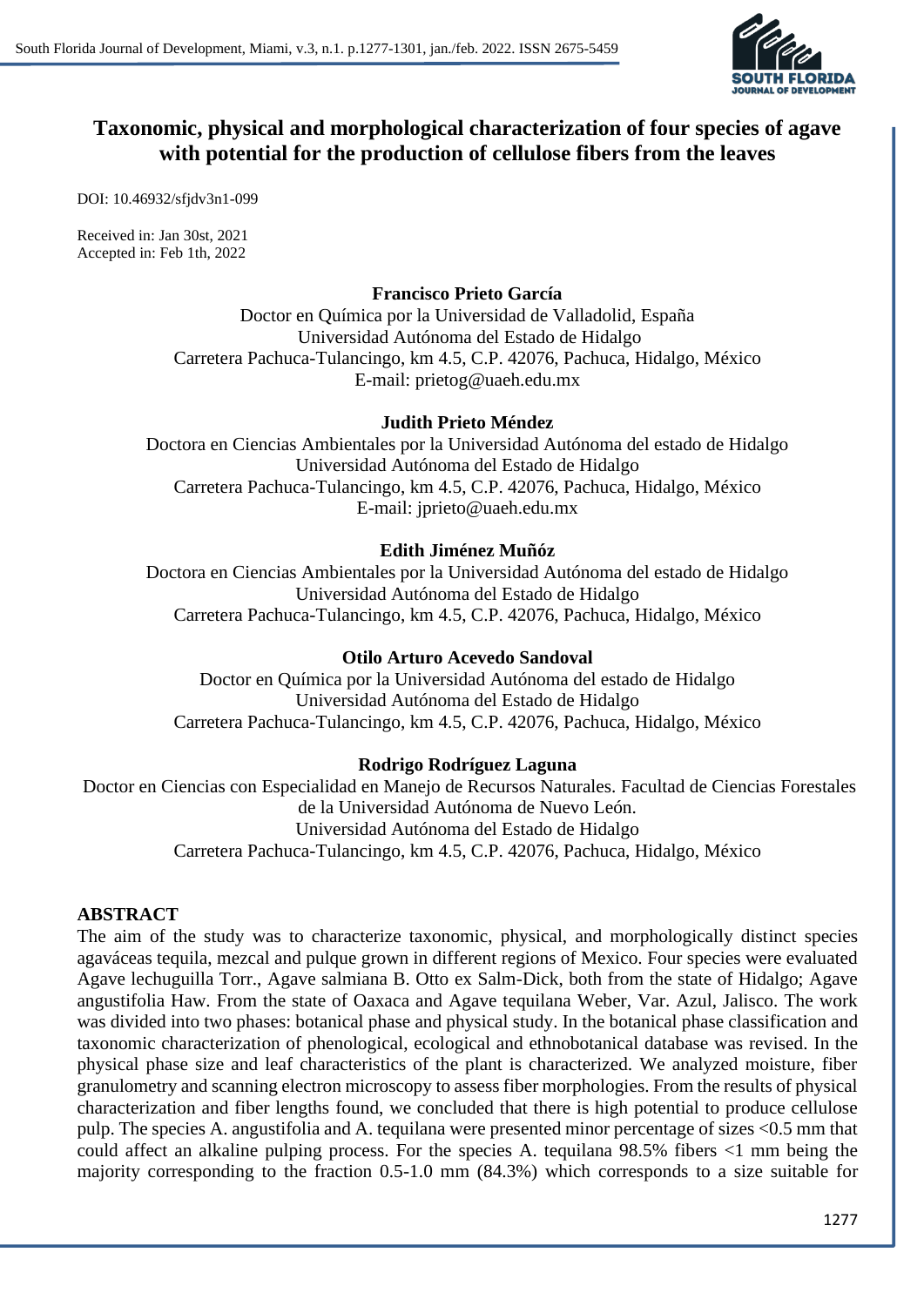# Taxonomic, physical and morphological characterization of four species of agave with potential for the production of cellulose fibers from the leaves

DOI: 10.46932/sfjdv3n1-099

Received in: Jan 30st, 2021
Accepted in: Feb 1th, 2022

**Francisco Prieto García**
Doctor en Química por la Universidad de Valladolid, España
Universidad Autónoma del Estado de Hidalgo
Carretera Pachuca-Tulancingo, km 4.5, C.P. 42076, Pachuca, Hidalgo, México
E-mail: prietog@uaeh.edu.mx

**Judith Prieto Méndez**
Doctora en Ciencias Ambientales por la Universidad Autónoma del estado de Hidalgo
Universidad Autónoma del Estado de Hidalgo
Carretera Pachuca-Tulancingo, km 4.5, C.P. 42076, Pachuca, Hidalgo, México
E-mail: jprieto@uaeh.edu.mx

**Edith Jiménez Muñóz**
Doctora en Ciencias Ambientales por la Universidad Autónoma del estado de Hidalgo
Universidad Autónoma del Estado de Hidalgo
Carretera Pachuca-Tulancingo, km 4.5, C.P. 42076, Pachuca, Hidalgo, México

**Otilo Arturo Acevedo Sandoval**
Doctor en Química por la Universidad Autónoma del estado de Hidalgo
Universidad Autónoma del Estado de Hidalgo
Carretera Pachuca-Tulancingo, km 4.5, C.P. 42076, Pachuca, Hidalgo, México

**Rodrigo Rodríguez Laguna**
Doctor en Ciencias con Especialidad en Manejo de Recursos Naturales. Facultad de Ciencias Forestales de la Universidad Autónoma de Nuevo León.
Universidad Autónoma del Estado de Hidalgo
Carretera Pachuca-Tulancingo, km 4.5, C.P. 42076, Pachuca, Hidalgo, México

## ABSTRACT

The aim of the study was to characterize taxonomic, physical, and morphologically distinct species agaváceas tequila, mezcal and pulque grown in different regions of Mexico. Four species were evaluated Agave lechuguilla Torr., Agave salmiana B. Otto ex Salm-Dick, both from the state of Hidalgo; Agave angustifolia Haw. From the state of Oaxaca and Agave tequilana Weber, Var. Azul, Jalisco. The work was divided into two phases: botanical phase and physical study. In the botanical phase classification and taxonomic characterization of phenological, ecological and ethnobotanical database was revised. In the physical phase size and leaf characteristics of the plant is characterized. We analyzed moisture, fiber granulometry and scanning electron microscopy to assess fiber morphologies. From the results of physical characterization and fiber lengths found, we concluded that there is high potential to produce cellulose pulp. The species A. angustifolia and A. tequilana were presented minor percentage of sizes <0.5 mm that could affect an alkaline pulping process. For the species A. tequilana 98.5% fibers <1 mm being the majority corresponding to the fraction 0.5-1.0 mm (84.3%) which corresponds to a size suitable for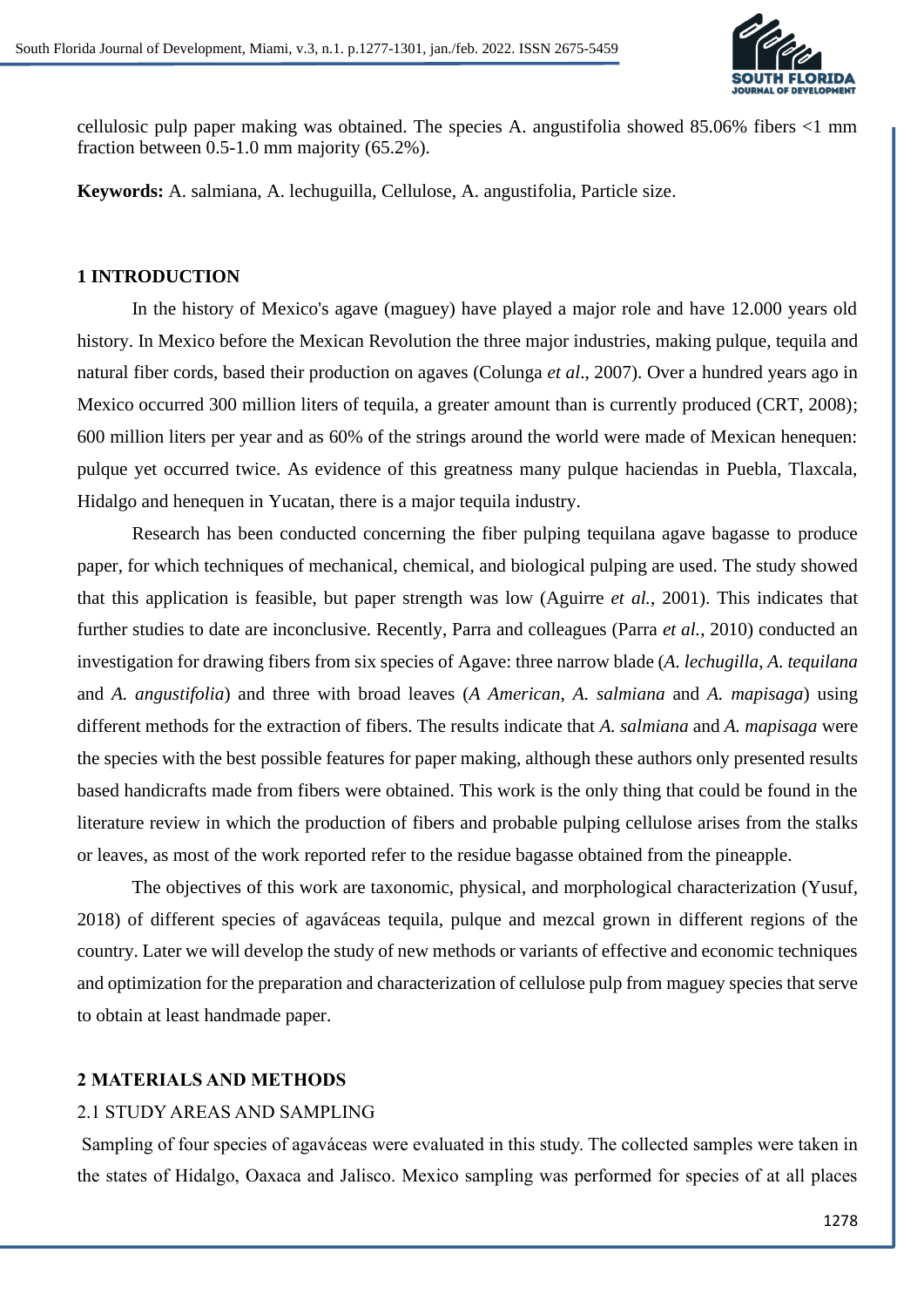cellulosic pulp paper making was obtained. The species A. angustifolia showed 85.06% fibers <1 mm fraction between 0.5-1.0 mm majority (65.2%).

**Keywords:** A. salmiana, A. lechuguilla, Cellulose, A. angustifolia, Particle size.

## 1 INTRODUCTION

In the history of Mexico's agave (maguey) have played a major role and have 12.000 years old history. In Mexico before the Mexican Revolution the three major industries, making pulque, tequila and natural fiber cords, based their production on agaves (Colunga *et al*., 2007). Over a hundred years ago in Mexico occurred 300 million liters of tequila, a greater amount than is currently produced (CRT, 2008); 600 million liters per year and as 60% of the strings around the world were made of Mexican henequen: pulque yet occurred twice. As evidence of this greatness many pulque haciendas in Puebla, Tlaxcala, Hidalgo and henequen in Yucatan, there is a major tequila industry.

Research has been conducted concerning the fiber pulping tequilana agave bagasse to produce paper, for which techniques of mechanical, chemical, and biological pulping are used. The study showed that this application is feasible, but paper strength was low (Aguirre *et al.*, 2001). This indicates that further studies to date are inconclusive. Recently, Parra and colleagues (Parra *et al.*, 2010) conducted an investigation for drawing fibers from six species of Agave: three narrow blade (*A. lechugilla*, *A. tequilana* and *A. angustifolia*) and three with broad leaves (*A American*, *A. salmiana* and *A. mapisaga*) using different methods for the extraction of fibers. The results indicate that *A. salmiana* and *A. mapisaga* were the species with the best possible features for paper making, although these authors only presented results based handicrafts made from fibers were obtained. This work is the only thing that could be found in the literature review in which the production of fibers and probable pulping cellulose arises from the stalks or leaves, as most of the work reported refer to the residue bagasse obtained from the pineapple.

The objectives of this work are taxonomic, physical, and morphological characterization (Yusuf, 2018) of different species of agaváceas tequila, pulque and mezcal grown in different regions of the country. Later we will develop the study of new methods or variants of effective and economic techniques and optimization for the preparation and characterization of cellulose pulp from maguey species that serve to obtain at least handmade paper.

## 2 MATERIALS AND METHODS

### 2.1 STUDY AREAS AND SAMPLING

Sampling of four species of agaváceas were evaluated in this study. The collected samples were taken in the states of Hidalgo, Oaxaca and Jalisco. Mexico sampling was performed for species of at all places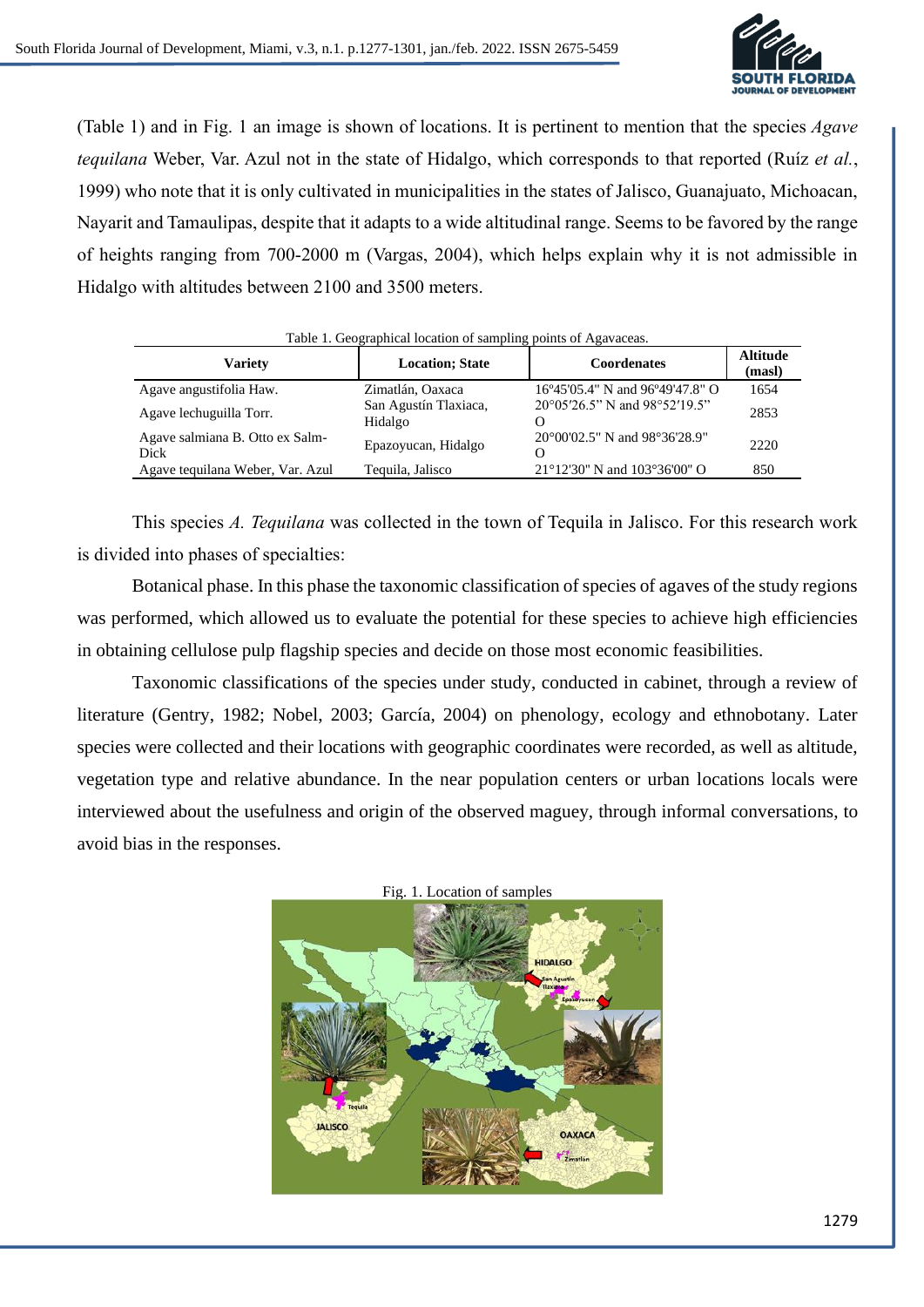(Table 1) and in Fig. 1 an image is shown of locations. It is pertinent to mention that the species *Agave tequilana* Weber, Var. Azul not in the state of Hidalgo, which corresponds to that reported (Ruíz *et al.*, 1999) who note that it is only cultivated in municipalities in the states of Jalisco, Guanajuato, Michoacan, Nayarit and Tamaulipas, despite that it adapts to a wide altitudinal range. Seems to be favored by the range of heights ranging from 700-2000 m (Vargas, 2004), which helps explain why it is not admissible in Hidalgo with altitudes between 2100 and 3500 meters.

Table 1. Geographical location of sampling points of Agavaceas.

| Variety | Location; State | Coordenates | Altitude (masl) |
|---|---|---|---|
| Agave angustifolia Haw. | Zimatlán, Oaxaca | 16º45'05.4" N and 96º49'47.8" O | 1654 |
| Agave lechuguilla Torr. | San Agustín Tlaxiaca, Hidalgo | 20°05′26.5" N and 98°52′19.5" O | 2853 |
| Agave salmiana B. Otto ex Salm-Dick | Epazoyucan, Hidalgo | 20°00'02.5" N and 98°36'28.9" O | 2220 |
| Agave tequilana Weber, Var. Azul | Tequila, Jalisco | 21°12'30" N and 103°36'00" O | 850 |

This species *A. Tequilana* was collected in the town of Tequila in Jalisco. For this research work is divided into phases of specialties:

Botanical phase. In this phase the taxonomic classification of species of agaves of the study regions was performed, which allowed us to evaluate the potential for these species to achieve high efficiencies in obtaining cellulose pulp flagship species and decide on those most economic feasibilities.

Taxonomic classifications of the species under study, conducted in cabinet, through a review of literature (Gentry, 1982; Nobel, 2003; García, 2004) on phenology, ecology and ethnobotany. Later species were collected and their locations with geographic coordinates were recorded, as well as altitude, vegetation type and relative abundance. In the near population centers or urban locations locals were interviewed about the usefulness and origin of the observed maguey, through informal conversations, to avoid bias in the responses.

Fig. 1. Location of samples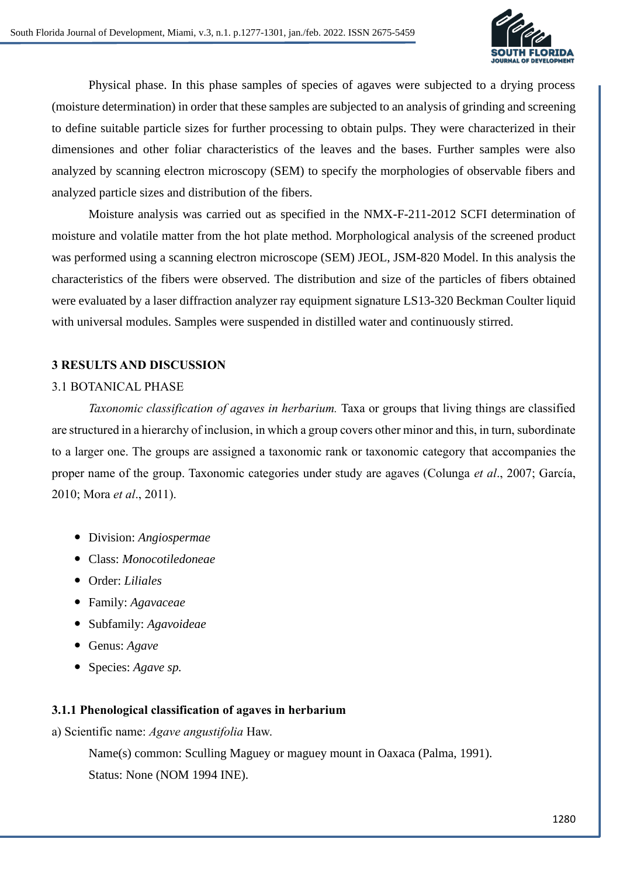Physical phase. In this phase samples of species of agaves were subjected to a drying process (moisture determination) in order that these samples are subjected to an analysis of grinding and screening to define suitable particle sizes for further processing to obtain pulps. They were characterized in their dimensiones and other foliar characteristics of the leaves and the bases. Further samples were also analyzed by scanning electron microscopy (SEM) to specify the morphologies of observable fibers and analyzed particle sizes and distribution of the fibers.

Moisture analysis was carried out as specified in the NMX-F-211-2012 SCFI determination of moisture and volatile matter from the hot plate method. Morphological analysis of the screened product was performed using a scanning electron microscope (SEM) JEOL, JSM-820 Model. In this analysis the characteristics of the fibers were observed. The distribution and size of the particles of fibers obtained were evaluated by a laser diffraction analyzer ray equipment signature LS13-320 Beckman Coulter liquid with universal modules. Samples were suspended in distilled water and continuously stirred.

## 3 RESULTS AND DISCUSSION

### 3.1 BOTANICAL PHASE

*Taxonomic classification of agaves in herbarium.* Taxa or groups that living things are classified are structured in a hierarchy of inclusion, in which a group covers other minor and this, in turn, subordinate to a larger one. The groups are assigned a taxonomic rank or taxonomic category that accompanies the proper name of the group. Taxonomic categories under study are agaves (Colunga *et al*., 2007; García, 2010; Mora *et al*., 2011).

- Division: *Angiospermae*
- Class: *Monocotiledoneae*
- Order: *Liliales*
- Family: *Agavaceae*
- Subfamily: *Agavoideae*
- Genus: *Agave*
- Species: *Agave sp.*

### 3.1.1 Phenological classification of agaves in herbarium

a) Scientific name: *Agave angustifolia* Haw.

Name(s) common: Sculling Maguey or maguey mount in Oaxaca (Palma, 1991).

Status: None (NOM 1994 INE).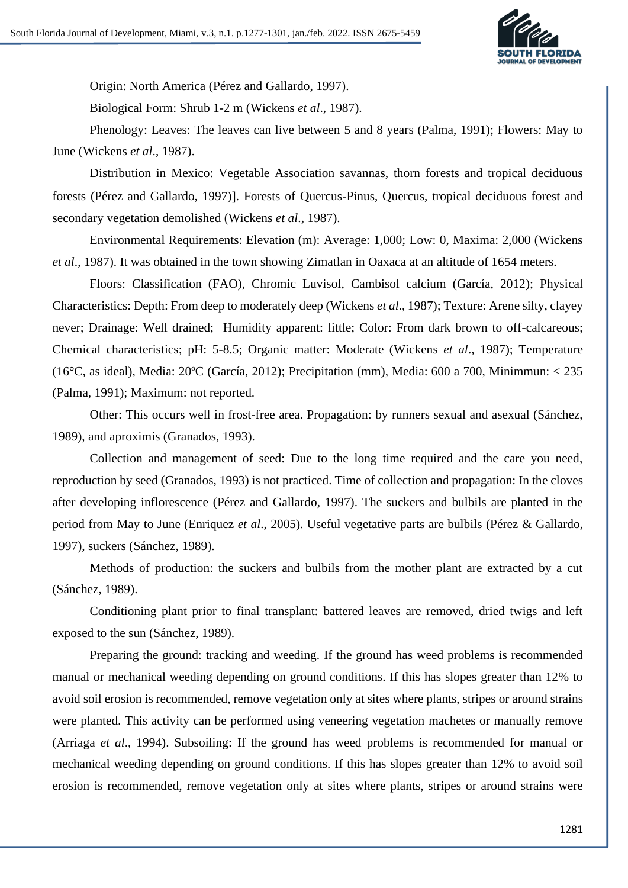Origin: North America (Pérez and Gallardo, 1997).

Biological Form: Shrub 1-2 m (Wickens *et al*., 1987).

Phenology: Leaves: The leaves can live between 5 and 8 years (Palma, 1991); Flowers: May to June (Wickens *et al*., 1987).

Distribution in Mexico: Vegetable Association savannas, thorn forests and tropical deciduous forests (Pérez and Gallardo, 1997)]. Forests of Quercus-Pinus, Quercus, tropical deciduous forest and secondary vegetation demolished (Wickens *et al*., 1987).

Environmental Requirements: Elevation (m): Average: 1,000; Low: 0, Maxima: 2,000 (Wickens *et al*., 1987). It was obtained in the town showing Zimatlan in Oaxaca at an altitude of 1654 meters.

Floors: Classification (FAO), Chromic Luvisol, Cambisol calcium (García, 2012); Physical Characteristics: Depth: From deep to moderately deep (Wickens *et al*., 1987); Texture: Arene silty, clayey never; Drainage: Well drained; Humidity apparent: little; Color: From dark brown to off-calcareous; Chemical characteristics; pH: 5-8.5; Organic matter: Moderate (Wickens *et al*., 1987); Temperature (16°C, as ideal), Media: 20ºC (García, 2012); Precipitation (mm), Media: 600 a 700, Minimmun: < 235 (Palma, 1991); Maximum: not reported.

Other: This occurs well in frost-free area. Propagation: by runners sexual and asexual (Sánchez, 1989), and aproximis (Granados, 1993).

Collection and management of seed: Due to the long time required and the care you need, reproduction by seed (Granados, 1993) is not practiced. Time of collection and propagation: In the cloves after developing inflorescence (Pérez and Gallardo, 1997). The suckers and bulbils are planted in the period from May to June (Enriquez *et al*., 2005). Useful vegetative parts are bulbils (Pérez & Gallardo, 1997), suckers (Sánchez, 1989).

Methods of production: the suckers and bulbils from the mother plant are extracted by a cut (Sánchez, 1989).

Conditioning plant prior to final transplant: battered leaves are removed, dried twigs and left exposed to the sun (Sánchez, 1989).

Preparing the ground: tracking and weeding. If the ground has weed problems is recommended manual or mechanical weeding depending on ground conditions. If this has slopes greater than 12% to avoid soil erosion is recommended, remove vegetation only at sites where plants, stripes or around strains were planted. This activity can be performed using veneering vegetation machetes or manually remove (Arriaga *et al*., 1994). Subsoiling: If the ground has weed problems is recommended for manual or mechanical weeding depending on ground conditions. If this has slopes greater than 12% to avoid soil erosion is recommended, remove vegetation only at sites where plants, stripes or around strains were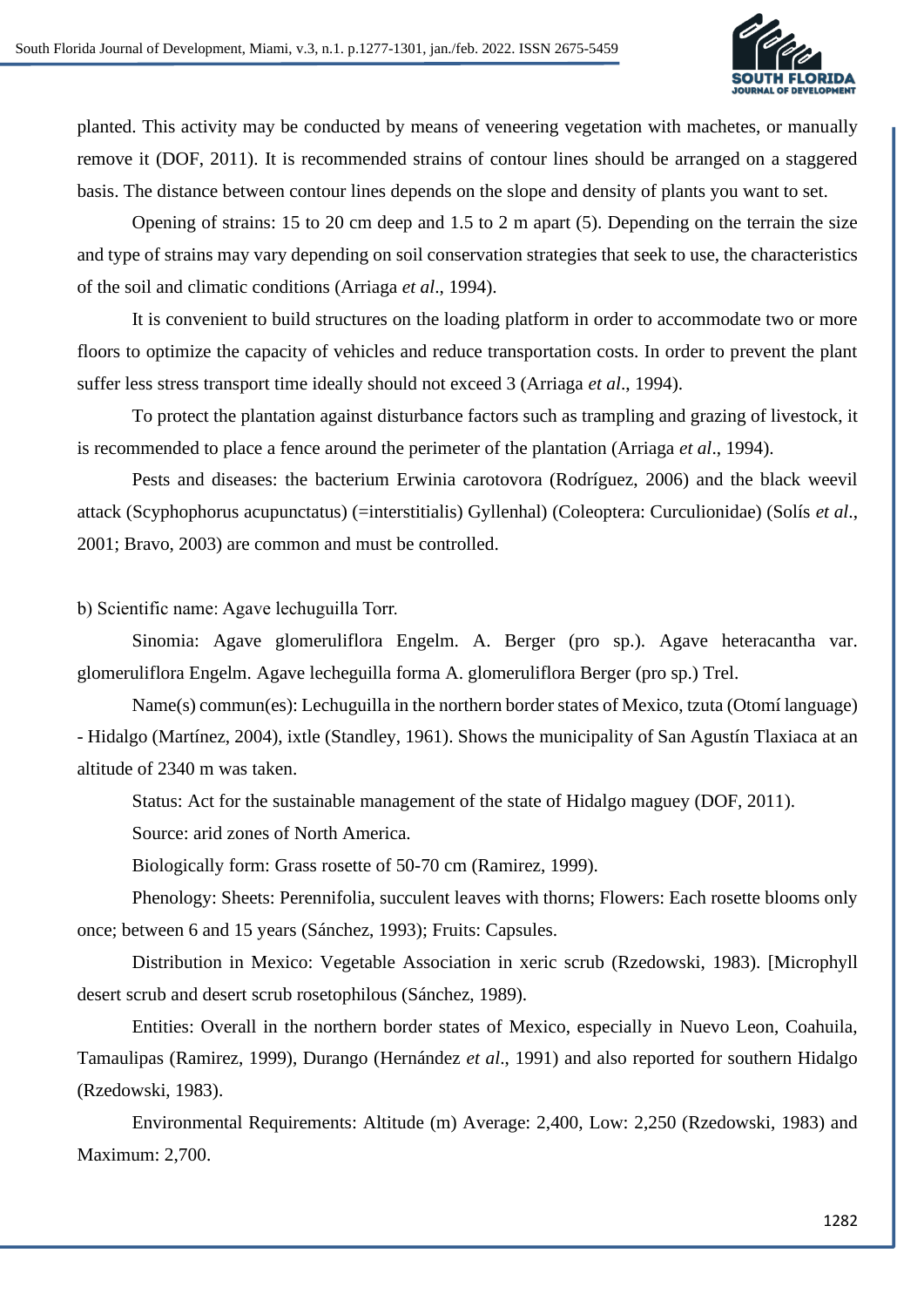planted. This activity may be conducted by means of veneering vegetation with machetes, or manually remove it (DOF, 2011). It is recommended strains of contour lines should be arranged on a staggered basis. The distance between contour lines depends on the slope and density of plants you want to set.

Opening of strains: 15 to 20 cm deep and 1.5 to 2 m apart (5). Depending on the terrain the size and type of strains may vary depending on soil conservation strategies that seek to use, the characteristics of the soil and climatic conditions (Arriaga *et al*., 1994).

It is convenient to build structures on the loading platform in order to accommodate two or more floors to optimize the capacity of vehicles and reduce transportation costs. In order to prevent the plant suffer less stress transport time ideally should not exceed 3 (Arriaga *et al*., 1994).

To protect the plantation against disturbance factors such as trampling and grazing of livestock, it is recommended to place a fence around the perimeter of the plantation (Arriaga *et al*., 1994).

Pests and diseases: the bacterium Erwinia carotovora (Rodríguez, 2006) and the black weevil attack (Scyphophorus acupunctatus) (=interstitialis) Gyllenhal) (Coleoptera: Curculionidae) (Solís *et al*., 2001; Bravo, 2003) are common and must be controlled.

b) Scientific name: Agave lechuguilla Torr.

Sinomia: Agave glomeruliflora Engelm. A. Berger (pro sp.). Agave heteracantha var. glomeruliflora Engelm. Agave lecheguilla forma A. glomeruliflora Berger (pro sp.) Trel.

Name(s) commun(es): Lechuguilla in the northern border states of Mexico, tzuta (Otomí language) - Hidalgo (Martínez, 2004), ixtle (Standley, 1961). Shows the municipality of San Agustín Tlaxiaca at an altitude of 2340 m was taken.

Status: Act for the sustainable management of the state of Hidalgo maguey (DOF, 2011).

Source: arid zones of North America.

Biologically form: Grass rosette of 50-70 cm (Ramirez, 1999).

Phenology: Sheets: Perennifolia, succulent leaves with thorns; Flowers: Each rosette blooms only once; between 6 and 15 years (Sánchez, 1993); Fruits: Capsules.

Distribution in Mexico: Vegetable Association in xeric scrub (Rzedowski, 1983). [Microphyll desert scrub and desert scrub rosetophilous (Sánchez, 1989).

Entities: Overall in the northern border states of Mexico, especially in Nuevo Leon, Coahuila, Tamaulipas (Ramirez, 1999), Durango (Hernández *et al*., 1991) and also reported for southern Hidalgo (Rzedowski, 1983).

Environmental Requirements: Altitude (m) Average: 2,400, Low: 2,250 (Rzedowski, 1983) and Maximum: 2,700.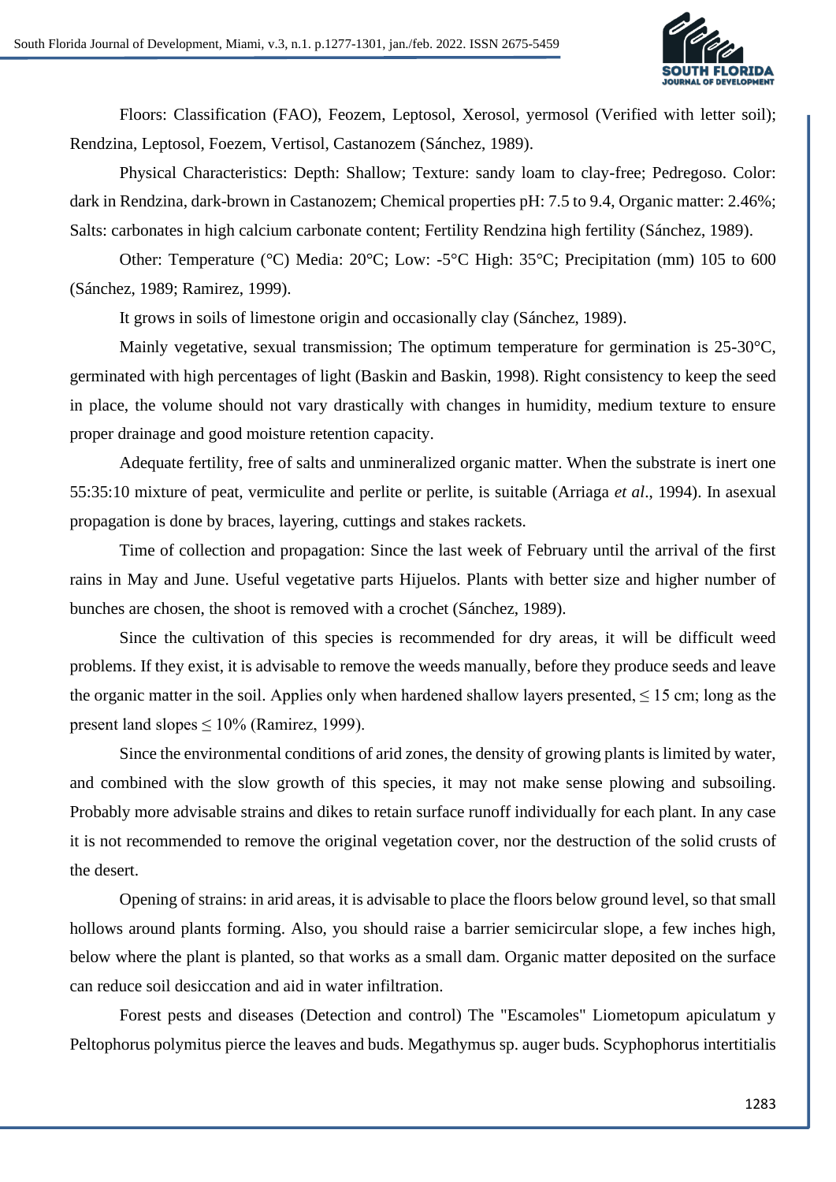Floors: Classification (FAO), Feozem, Leptosol, Xerosol, yermosol (Verified with letter soil); Rendzina, Leptosol, Foezem, Vertisol, Castanozem (Sánchez, 1989).

Physical Characteristics: Depth: Shallow; Texture: sandy loam to clay-free; Pedregoso. Color: dark in Rendzina, dark-brown in Castanozem; Chemical properties pH: 7.5 to 9.4, Organic matter: 2.46%; Salts: carbonates in high calcium carbonate content; Fertility Rendzina high fertility (Sánchez, 1989).

Other: Temperature (°C) Media: 20°C; Low: -5°C High: 35°C; Precipitation (mm) 105 to 600 (Sánchez, 1989; Ramirez, 1999).

It grows in soils of limestone origin and occasionally clay (Sánchez, 1989).

Mainly vegetative, sexual transmission; The optimum temperature for germination is 25-30°C, germinated with high percentages of light (Baskin and Baskin, 1998). Right consistency to keep the seed in place, the volume should not vary drastically with changes in humidity, medium texture to ensure proper drainage and good moisture retention capacity.

Adequate fertility, free of salts and unmineralized organic matter. When the substrate is inert one 55:35:10 mixture of peat, vermiculite and perlite or perlite, is suitable (Arriaga *et al*., 1994). In asexual propagation is done by braces, layering, cuttings and stakes rackets.

Time of collection and propagation: Since the last week of February until the arrival of the first rains in May and June. Useful vegetative parts Hijuelos. Plants with better size and higher number of bunches are chosen, the shoot is removed with a crochet (Sánchez, 1989).

Since the cultivation of this species is recommended for dry areas, it will be difficult weed problems. If they exist, it is advisable to remove the weeds manually, before they produce seeds and leave the organic matter in the soil. Applies only when hardened shallow layers presented, ≤ 15 cm; long as the present land slopes ≤ 10% (Ramirez, 1999).

Since the environmental conditions of arid zones, the density of growing plants is limited by water, and combined with the slow growth of this species, it may not make sense plowing and subsoiling. Probably more advisable strains and dikes to retain surface runoff individually for each plant. In any case it is not recommended to remove the original vegetation cover, nor the destruction of the solid crusts of the desert.

Opening of strains: in arid areas, it is advisable to place the floors below ground level, so that small hollows around plants forming. Also, you should raise a barrier semicircular slope, a few inches high, below where the plant is planted, so that works as a small dam. Organic matter deposited on the surface can reduce soil desiccation and aid in water infiltration.

Forest pests and diseases (Detection and control) The "Escamoles" Liometopum apiculatum y Peltophorus polymitus pierce the leaves and buds. Megathymus sp. auger buds. Scyphophorus intertitialis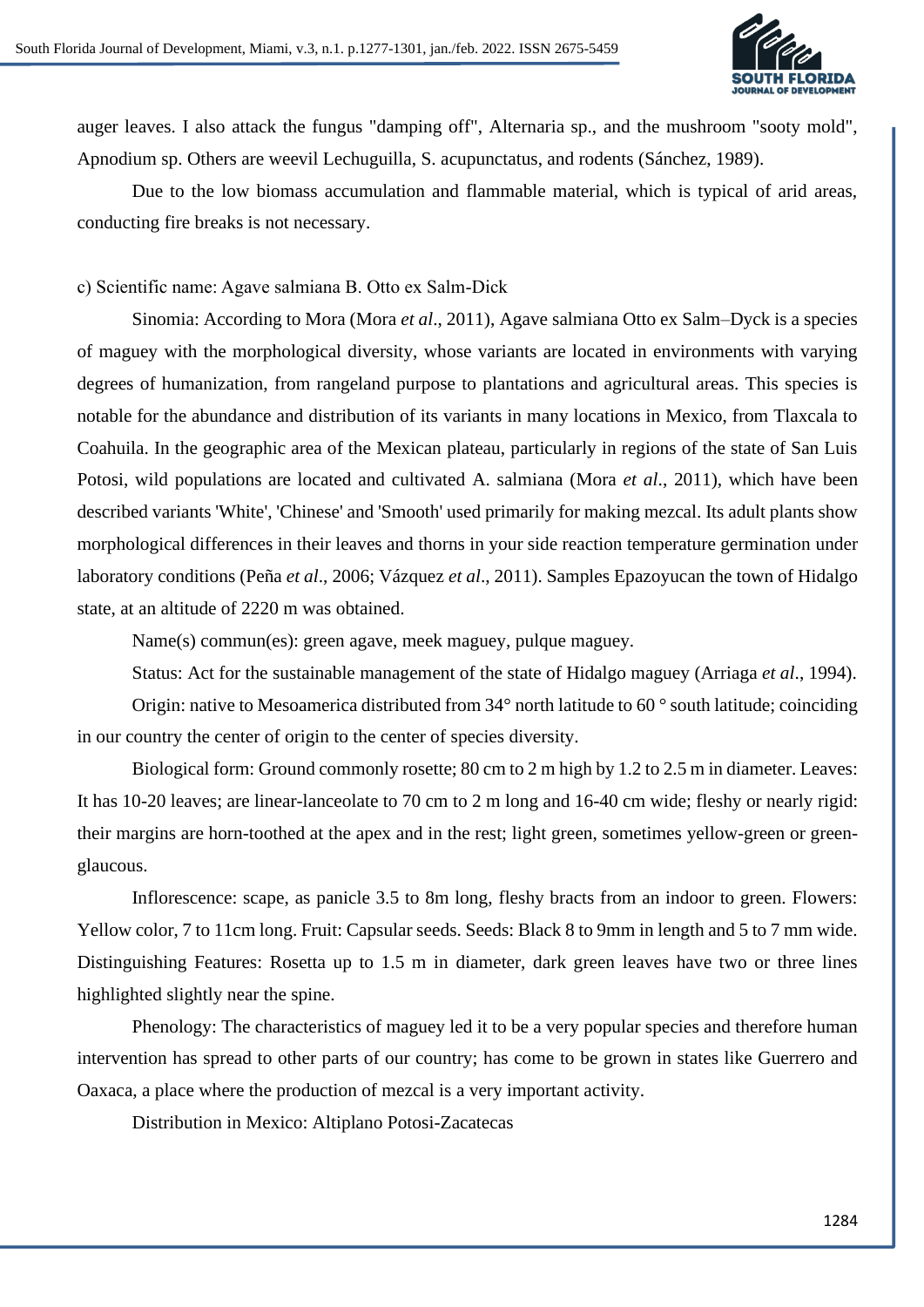auger leaves. I also attack the fungus "damping off", Alternaria sp., and the mushroom "sooty mold", Apnodium sp. Others are weevil Lechuguilla, S. acupunctatus, and rodents (Sánchez, 1989).

Due to the low biomass accumulation and flammable material, which is typical of arid areas, conducting fire breaks is not necessary.

c) Scientific name: Agave salmiana B. Otto ex Salm-Dick

Sinomia: According to Mora (Mora *et al*., 2011), Agave salmiana Otto ex Salm–Dyck is a species of maguey with the morphological diversity, whose variants are located in environments with varying degrees of humanization, from rangeland purpose to plantations and agricultural areas. This species is notable for the abundance and distribution of its variants in many locations in Mexico, from Tlaxcala to Coahuila. In the geographic area of the Mexican plateau, particularly in regions of the state of San Luis Potosi, wild populations are located and cultivated A. salmiana (Mora *et al*., 2011), which have been described variants 'White', 'Chinese' and 'Smooth' used primarily for making mezcal. Its adult plants show morphological differences in their leaves and thorns in your side reaction temperature germination under laboratory conditions (Peña *et al*., 2006; Vázquez *et al*., 2011). Samples Epazoyucan the town of Hidalgo state, at an altitude of 2220 m was obtained.

Name(s) commun(es): green agave, meek maguey, pulque maguey.

Status: Act for the sustainable management of the state of Hidalgo maguey (Arriaga *et al*., 1994).

Origin: native to Mesoamerica distributed from 34° north latitude to 60 ° south latitude; coinciding in our country the center of origin to the center of species diversity.

Biological form: Ground commonly rosette; 80 cm to 2 m high by 1.2 to 2.5 m in diameter. Leaves: It has 10-20 leaves; are linear-lanceolate to 70 cm to 2 m long and 16-40 cm wide; fleshy or nearly rigid: their margins are horn-toothed at the apex and in the rest; light green, sometimes yellow-green or green-glaucous.

Inflorescence: scape, as panicle 3.5 to 8m long, fleshy bracts from an indoor to green. Flowers: Yellow color, 7 to 11cm long. Fruit: Capsular seeds. Seeds: Black 8 to 9mm in length and 5 to 7 mm wide. Distinguishing Features: Rosetta up to 1.5 m in diameter, dark green leaves have two or three lines highlighted slightly near the spine.

Phenology: The characteristics of maguey led it to be a very popular species and therefore human intervention has spread to other parts of our country; has come to be grown in states like Guerrero and Oaxaca, a place where the production of mezcal is a very important activity.

Distribution in Mexico: Altiplano Potosi-Zacatecas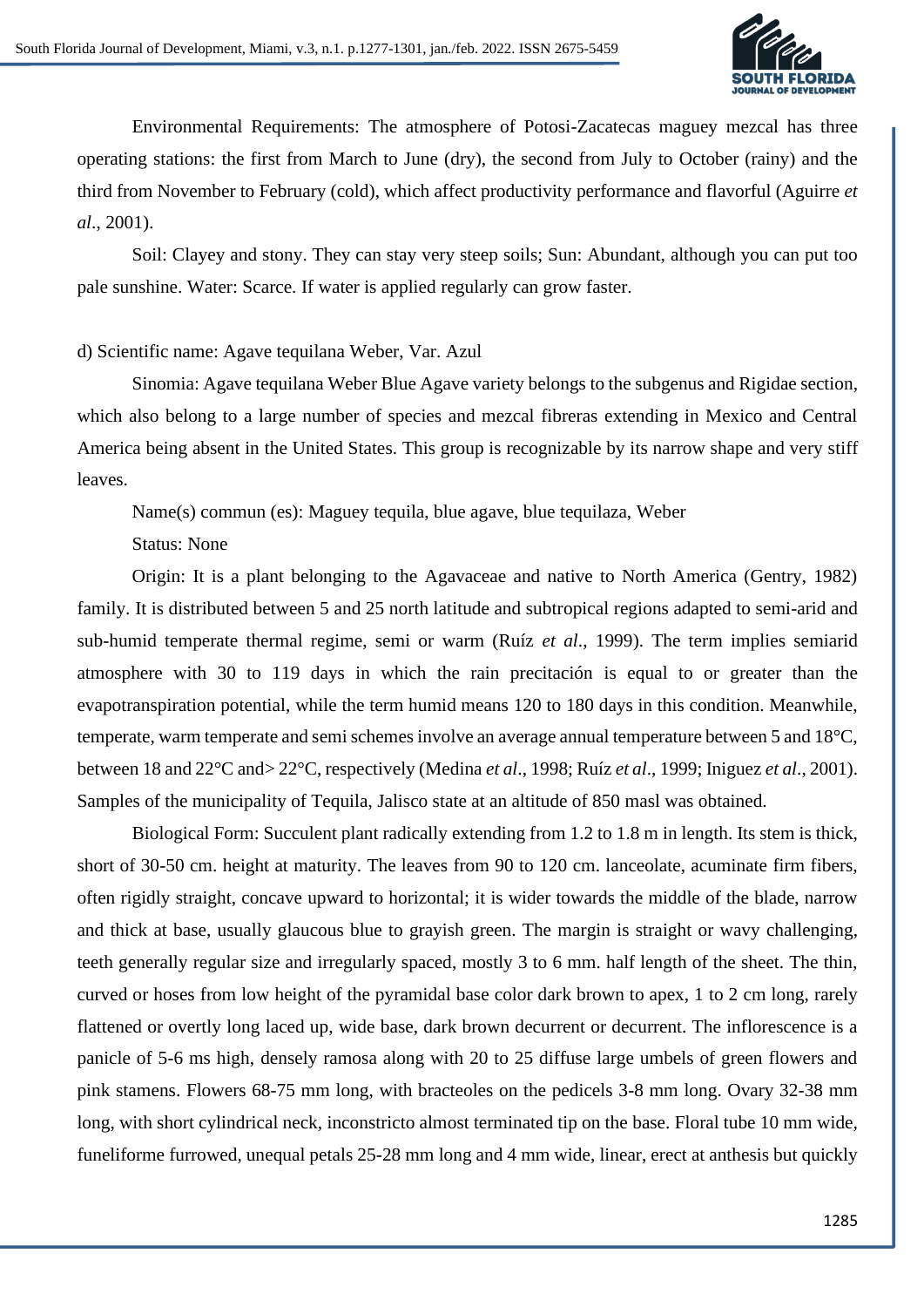Environmental Requirements: The atmosphere of Potosi-Zacatecas maguey mezcal has three operating stations: the first from March to June (dry), the second from July to October (rainy) and the third from November to February (cold), which affect productivity performance and flavorful (Aguirre *et al*., 2001).

Soil: Clayey and stony. They can stay very steep soils; Sun: Abundant, although you can put too pale sunshine. Water: Scarce. If water is applied regularly can grow faster.

d) Scientific name: Agave tequilana Weber, Var. Azul

Sinomia: Agave tequilana Weber Blue Agave variety belongs to the subgenus and Rigidae section, which also belong to a large number of species and mezcal fibreras extending in Mexico and Central America being absent in the United States. This group is recognizable by its narrow shape and very stiff leaves.

Name(s) commun (es): Maguey tequila, blue agave, blue tequilaza, Weber

Status: None

Origin: It is a plant belonging to the Agavaceae and native to North America (Gentry, 1982) family. It is distributed between 5 and 25 north latitude and subtropical regions adapted to semi-arid and sub-humid temperate thermal regime, semi or warm (Ruíz *et al*., 1999). The term implies semiarid atmosphere with 30 to 119 days in which the rain precitación is equal to or greater than the evapotranspiration potential, while the term humid means 120 to 180 days in this condition. Meanwhile, temperate, warm temperate and semi schemes involve an average annual temperature between 5 and 18°C, between 18 and 22°C and> 22°C, respectively (Medina *et al*., 1998; Ruíz *et al*., 1999; Iniguez *et al*., 2001). Samples of the municipality of Tequila, Jalisco state at an altitude of 850 masl was obtained.

Biological Form: Succulent plant radically extending from 1.2 to 1.8 m in length. Its stem is thick, short of 30-50 cm. height at maturity. The leaves from 90 to 120 cm. lanceolate, acuminate firm fibers, often rigidly straight, concave upward to horizontal; it is wider towards the middle of the blade, narrow and thick at base, usually glaucous blue to grayish green. The margin is straight or wavy challenging, teeth generally regular size and irregularly spaced, mostly 3 to 6 mm. half length of the sheet. The thin, curved or hoses from low height of the pyramidal base color dark brown to apex, 1 to 2 cm long, rarely flattened or overtly long laced up, wide base, dark brown decurrent or decurrent. The inflorescence is a panicle of 5-6 ms high, densely ramosa along with 20 to 25 diffuse large umbels of green flowers and pink stamens. Flowers 68-75 mm long, with bracteoles on the pedicels 3-8 mm long. Ovary 32-38 mm long, with short cylindrical neck, inconstricto almost terminated tip on the base. Floral tube 10 mm wide, funeliforme furrowed, unequal petals 25-28 mm long and 4 mm wide, linear, erect at anthesis but quickly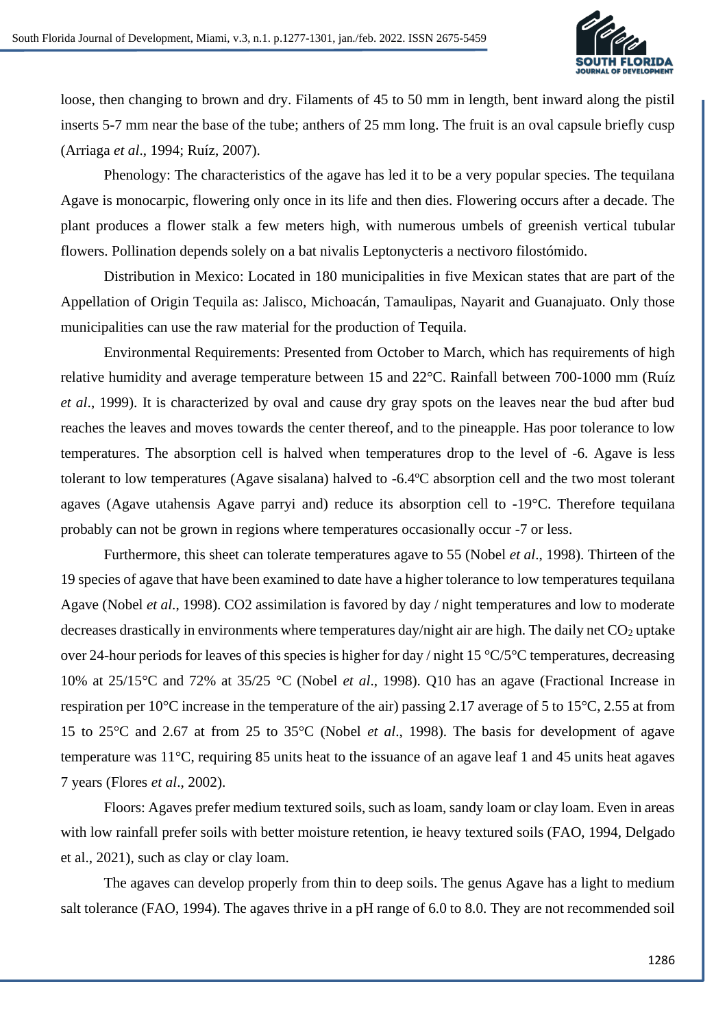loose, then changing to brown and dry. Filaments of 45 to 50 mm in length, bent inward along the pistil inserts 5-7 mm near the base of the tube; anthers of 25 mm long. The fruit is an oval capsule briefly cusp (Arriaga *et al*., 1994; Ruíz, 2007).

Phenology: The characteristics of the agave has led it to be a very popular species. The tequilana Agave is monocarpic, flowering only once in its life and then dies. Flowering occurs after a decade. The plant produces a flower stalk a few meters high, with numerous umbels of greenish vertical tubular flowers. Pollination depends solely on a bat nivalis Leptonycteris a nectivoro filostómido.

Distribution in Mexico: Located in 180 municipalities in five Mexican states that are part of the Appellation of Origin Tequila as: Jalisco, Michoacán, Tamaulipas, Nayarit and Guanajuato. Only those municipalities can use the raw material for the production of Tequila.

Environmental Requirements: Presented from October to March, which has requirements of high relative humidity and average temperature between 15 and 22°C. Rainfall between 700-1000 mm (Ruíz *et al*., 1999). It is characterized by oval and cause dry gray spots on the leaves near the bud after bud reaches the leaves and moves towards the center thereof, and to the pineapple. Has poor tolerance to low temperatures. The absorption cell is halved when temperatures drop to the level of -6. Agave is less tolerant to low temperatures (Agave sisalana) halved to -6.4ºC absorption cell and the two most tolerant agaves (Agave utahensis Agave parryi and) reduce its absorption cell to -19°C. Therefore tequilana probably can not be grown in regions where temperatures occasionally occur -7 or less.

Furthermore, this sheet can tolerate temperatures agave to 55 (Nobel *et al*., 1998). Thirteen of the 19 species of agave that have been examined to date have a higher tolerance to low temperatures tequilana Agave (Nobel *et al*., 1998). CO2 assimilation is favored by day / night temperatures and low to moderate decreases drastically in environments where temperatures day/night air are high. The daily net $CO_2$ uptake over 24-hour periods for leaves of this species is higher for day / night 15 °C/5°C temperatures, decreasing 10% at 25/15°C and 72% at 35/25 °C (Nobel *et al*., 1998). Q10 has an agave (Fractional Increase in respiration per 10°C increase in the temperature of the air) passing 2.17 average of 5 to 15°C, 2.55 at from 15 to 25°C and 2.67 at from 25 to 35°C (Nobel *et al*., 1998). The basis for development of agave temperature was 11°C, requiring 85 units heat to the issuance of an agave leaf 1 and 45 units heat agaves 7 years (Flores *et al*., 2002).

Floors: Agaves prefer medium textured soils, such as loam, sandy loam or clay loam. Even in areas with low rainfall prefer soils with better moisture retention, ie heavy textured soils (FAO, 1994, Delgado et al., 2021), such as clay or clay loam.

The agaves can develop properly from thin to deep soils. The genus Agave has a light to medium salt tolerance (FAO, 1994). The agaves thrive in a pH range of 6.0 to 8.0. They are not recommended soil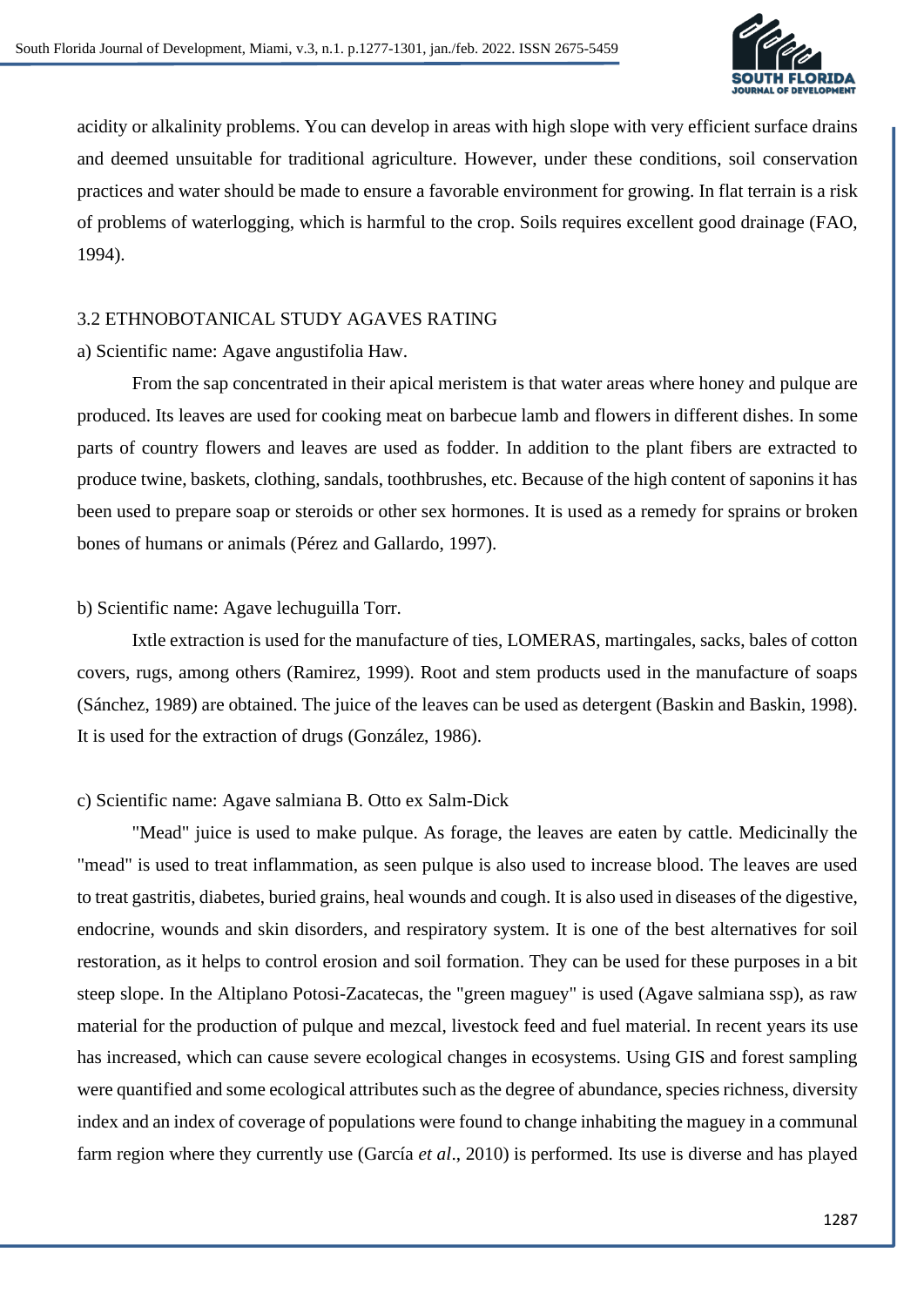acidity or alkalinity problems. You can develop in areas with high slope with very efficient surface drains and deemed unsuitable for traditional agriculture. However, under these conditions, soil conservation practices and water should be made to ensure a favorable environment for growing. In flat terrain is a risk of problems of waterlogging, which is harmful to the crop. Soils requires excellent good drainage (FAO, 1994).

## 3.2 ETHNOBOTANICAL STUDY AGAVES RATING

a) Scientific name: Agave angustifolia Haw.

From the sap concentrated in their apical meristem is that water areas where honey and pulque are produced. Its leaves are used for cooking meat on barbecue lamb and flowers in different dishes. In some parts of country flowers and leaves are used as fodder. In addition to the plant fibers are extracted to produce twine, baskets, clothing, sandals, toothbrushes, etc. Because of the high content of saponins it has been used to prepare soap or steroids or other sex hormones. It is used as a remedy for sprains or broken bones of humans or animals (Pérez and Gallardo, 1997).

b) Scientific name: Agave lechuguilla Torr.

Ixtle extraction is used for the manufacture of ties, LOMERAS, martingales, sacks, bales of cotton covers, rugs, among others (Ramirez, 1999). Root and stem products used in the manufacture of soaps (Sánchez, 1989) are obtained. The juice of the leaves can be used as detergent (Baskin and Baskin, 1998). It is used for the extraction of drugs (González, 1986).

c) Scientific name: Agave salmiana B. Otto ex Salm-Dick

"Mead" juice is used to make pulque. As forage, the leaves are eaten by cattle. Medicinally the "mead" is used to treat inflammation, as seen pulque is also used to increase blood. The leaves are used to treat gastritis, diabetes, buried grains, heal wounds and cough. It is also used in diseases of the digestive, endocrine, wounds and skin disorders, and respiratory system. It is one of the best alternatives for soil restoration, as it helps to control erosion and soil formation. They can be used for these purposes in a bit steep slope. In the Altiplano Potosi-Zacatecas, the "green maguey" is used (Agave salmiana ssp), as raw material for the production of pulque and mezcal, livestock feed and fuel material. In recent years its use has increased, which can cause severe ecological changes in ecosystems. Using GIS and forest sampling were quantified and some ecological attributes such as the degree of abundance, species richness, diversity index and an index of coverage of populations were found to change inhabiting the maguey in a communal farm region where they currently use (García *et al*., 2010) is performed. Its use is diverse and has played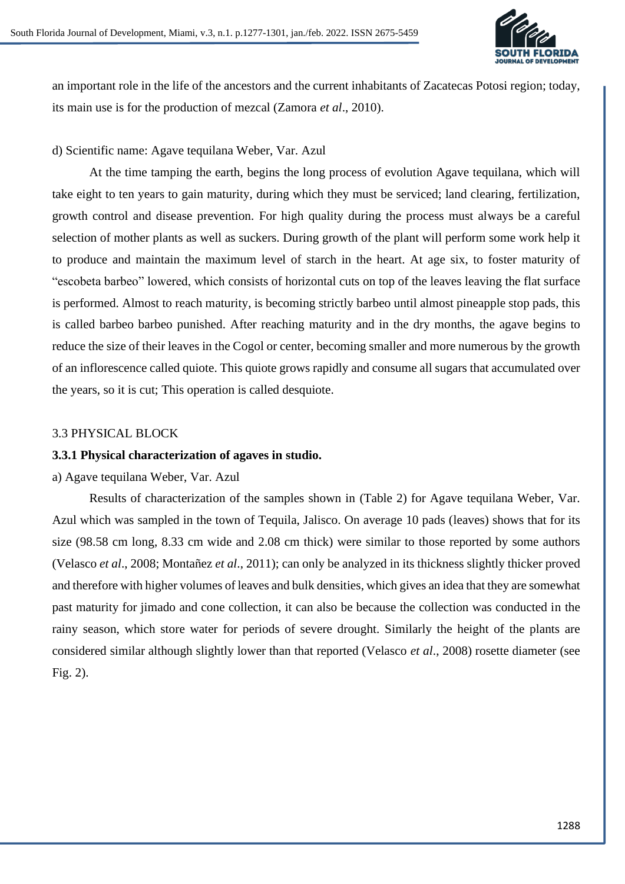an important role in the life of the ancestors and the current inhabitants of Zacatecas Potosi region; today, its main use is for the production of mezcal (Zamora *et al*., 2010).

d) Scientific name: Agave tequilana Weber, Var. Azul

At the time tamping the earth, begins the long process of evolution Agave tequilana, which will take eight to ten years to gain maturity, during which they must be serviced; land clearing, fertilization, growth control and disease prevention. For high quality during the process must always be a careful selection of mother plants as well as suckers. During growth of the plant will perform some work help it to produce and maintain the maximum level of starch in the heart. At age six, to foster maturity of "escobeta barbeo" lowered, which consists of horizontal cuts on top of the leaves leaving the flat surface is performed. Almost to reach maturity, is becoming strictly barbeo until almost pineapple stop pads, this is called barbeo barbeo punished. After reaching maturity and in the dry months, the agave begins to reduce the size of their leaves in the Cogol or center, becoming smaller and more numerous by the growth of an inflorescence called quiote. This quiote grows rapidly and consume all sugars that accumulated over the years, so it is cut; This operation is called desquiote.

## 3.3 PHYSICAL BLOCK

### 3.3.1 Physical characterization of agaves in studio.

a) Agave tequilana Weber, Var. Azul

Results of characterization of the samples shown in (Table 2) for Agave tequilana Weber, Var. Azul which was sampled in the town of Tequila, Jalisco. On average 10 pads (leaves) shows that for its size (98.58 cm long, 8.33 cm wide and 2.08 cm thick) were similar to those reported by some authors (Velasco *et al*., 2008; Montañez *et al*., 2011); can only be analyzed in its thickness slightly thicker proved and therefore with higher volumes of leaves and bulk densities, which gives an idea that they are somewhat past maturity for jimado and cone collection, it can also be because the collection was conducted in the rainy season, which store water for periods of severe drought. Similarly the height of the plants are considered similar although slightly lower than that reported (Velasco *et al*., 2008) rosette diameter (see Fig. 2).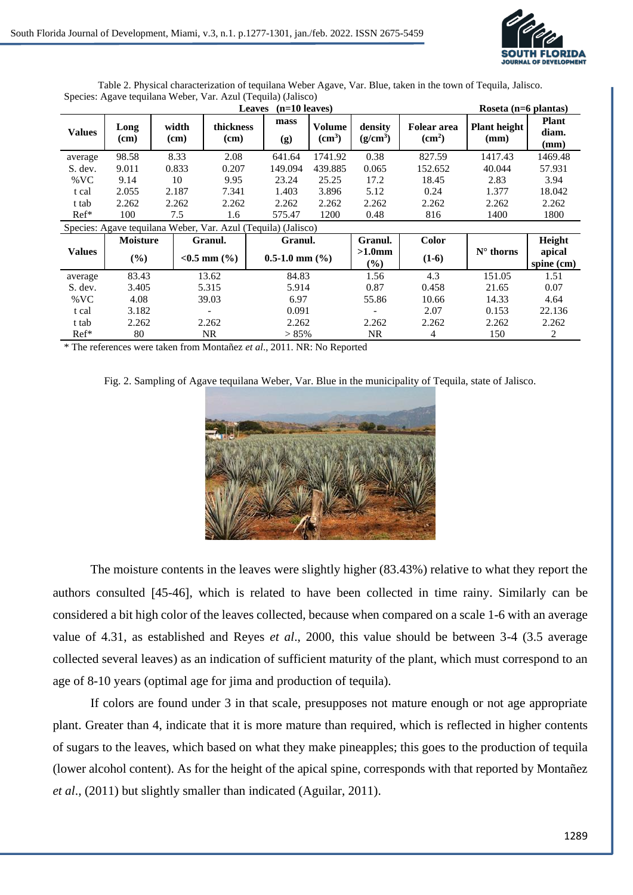Table 2. Physical characterization of tequilana Weber Agave, Var. Blue, taken in the town of Tequila, Jalisco.

Species: Agave tequilana Weber, Var. Azul (Tequila) (Jalisco)

| Values | Leaves (n=10 leaves) | | | | | | | Roseta (n=6 plantas) | |
|---|---|---|---|---|---|---|---|---|---|
| | Long (cm) | width (cm) | thickness (cm) | mass (g) | Volume ($cm^3$) | density ($g/cm^3$) | Folear area ($cm^2$) | Plant height (mm) | Plant diam. (mm) |
| average | 98.58 | 8.33 | 2.08 | 641.64 | 1741.92 | 0.38 | 827.59 | 1417.43 | 1469.48 |
| S. dev. | 9.011 | 0.833 | 0.207 | 149.094 | 439.885 | 0.065 | 152.652 | 40.044 | 57.931 |
| %VC | 9.14 | 10 | 9.95 | 23.24 | 25.25 | 17.2 | 18.45 | 2.83 | 3.94 |
| t cal | 2.055 | 2.187 | 7.341 | 1.403 | 3.896 | 5.12 | 0.24 | 1.377 | 18.042 |
| t tab | 2.262 | 2.262 | 2.262 | 2.262 | 2.262 | 2.262 | 2.262 | 2.262 | 2.262 |
| Ref* | 100 | 7.5 | 1.6 | 575.47 | 1200 | 0.48 | 816 | 1400 | 1800 |

Species: Agave tequilana Weber, Var. Azul (Tequila) (Jalisco)

| Values | Moisture (%) | Granul. <0.5 mm (%) | Granul. 0.5-1.0 mm (%) | Granul. >1.0mm (%) | Color (1-6) | N° thorns | Height apical spine (cm) |
|---|---|---|---|---|---|---|---|
| average | 83.43 | 13.62 | 84.83 | 1.56 | 4.3 | 151.05 | 1.51 |
| S. dev. | 3.405 | 5.315 | 5.914 | 0.87 | 0.458 | 21.65 | 0.07 |
| %VC | 4.08 | 39.03 | 6.97 | 55.86 | 10.66 | 14.33 | 4.64 |
| t cal | 3.182 | - | 0.091 | - | 2.07 | 0.153 | 22.136 |
| t tab | 2.262 | 2.262 | 2.262 | 2.262 | 2.262 | 2.262 | 2.262 |
| Ref* | 80 | NR | > 85% | NR | 4 | 150 | 2 |

\* The references were taken from Montañez *et al*., 2011. NR: No Reported

Fig. 2. Sampling of Agave tequilana Weber, Var. Blue in the municipality of Tequila, state of Jalisco.

The moisture contents in the leaves were slightly higher (83.43%) relative to what they report the authors consulted [45-46], which is related to have been collected in time rainy. Similarly can be considered a bit high color of the leaves collected, because when compared on a scale 1-6 with an average value of 4.31, as established and Reyes *et al*., 2000, this value should be between 3-4 (3.5 average collected several leaves) as an indication of sufficient maturity of the plant, which must correspond to an age of 8-10 years (optimal age for jima and production of tequila).

If colors are found under 3 in that scale, presupposes not mature enough or not age appropriate plant. Greater than 4, indicate that it is more mature than required, which is reflected in higher contents of sugars to the leaves, which based on what they make pineapples; this goes to the production of tequila (lower alcohol content). As for the height of the apical spine, corresponds with that reported by Montañez *et al*., (2011) but slightly smaller than indicated (Aguilar, 2011).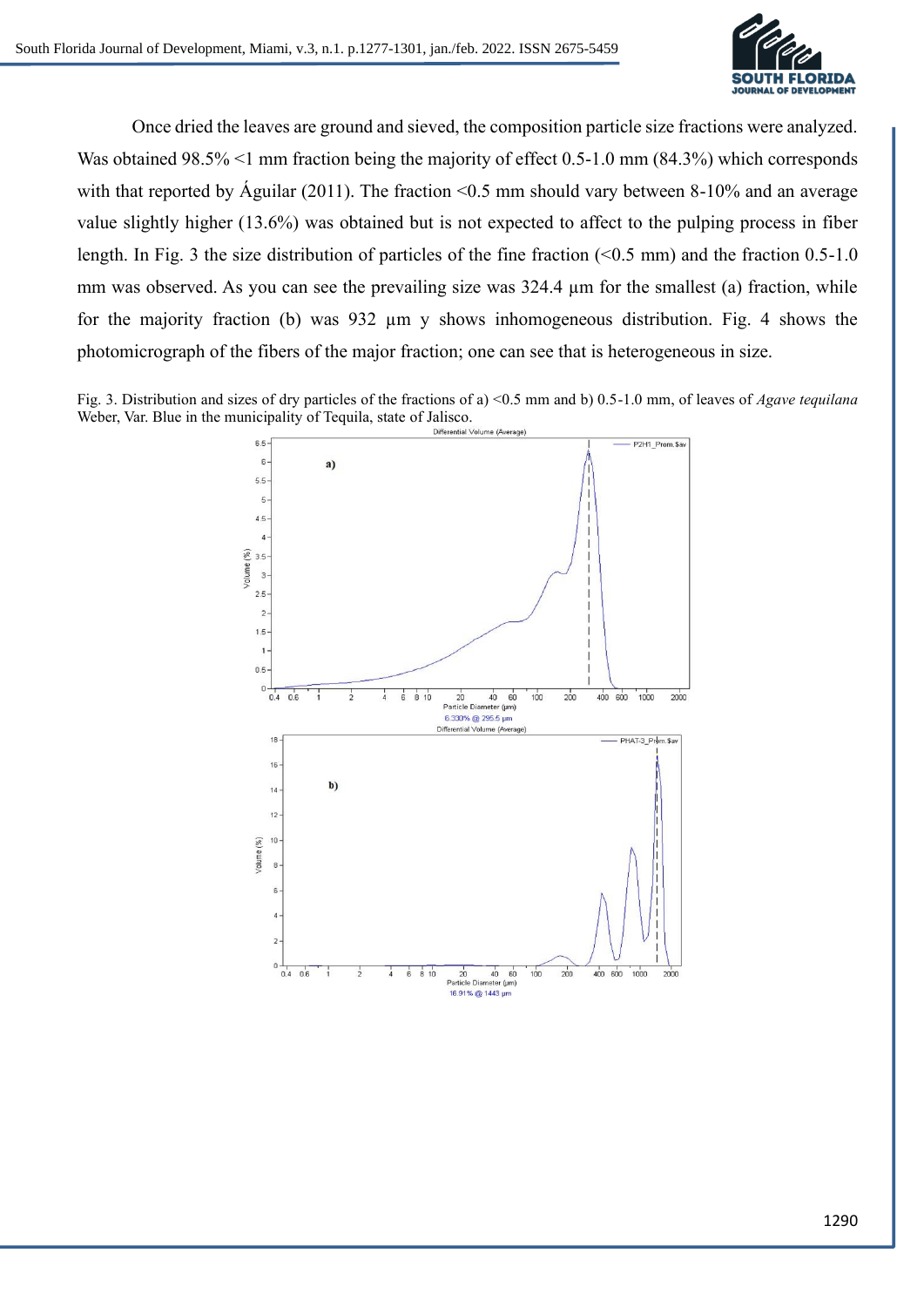Once dried the leaves are ground and sieved, the composition particle size fractions were analyzed. Was obtained 98.5% <1 mm fraction being the majority of effect 0.5-1.0 mm (84.3%) which corresponds with that reported by Águilar (2011). The fraction <0.5 mm should vary between 8-10% and an average value slightly higher (13.6%) was obtained but is not expected to affect to the pulping process in fiber length. In Fig. 3 the size distribution of particles of the fine fraction (<0.5 mm) and the fraction 0.5-1.0 mm was observed. As you can see the prevailing size was 324.4 µm for the smallest (a) fraction, while for the majority fraction (b) was 932 µm y shows inhomogeneous distribution. Fig. 4 shows the photomicrograph of the fibers of the major fraction; one can see that is heterogeneous in size.

Fig. 3. Distribution and sizes of dry particles of the fractions of a) <0.5 mm and b) 0.5-1.0 mm, of leaves of *Agave tequilana* Weber, Var. Blue in the municipality of Tequila, state of Jalisco.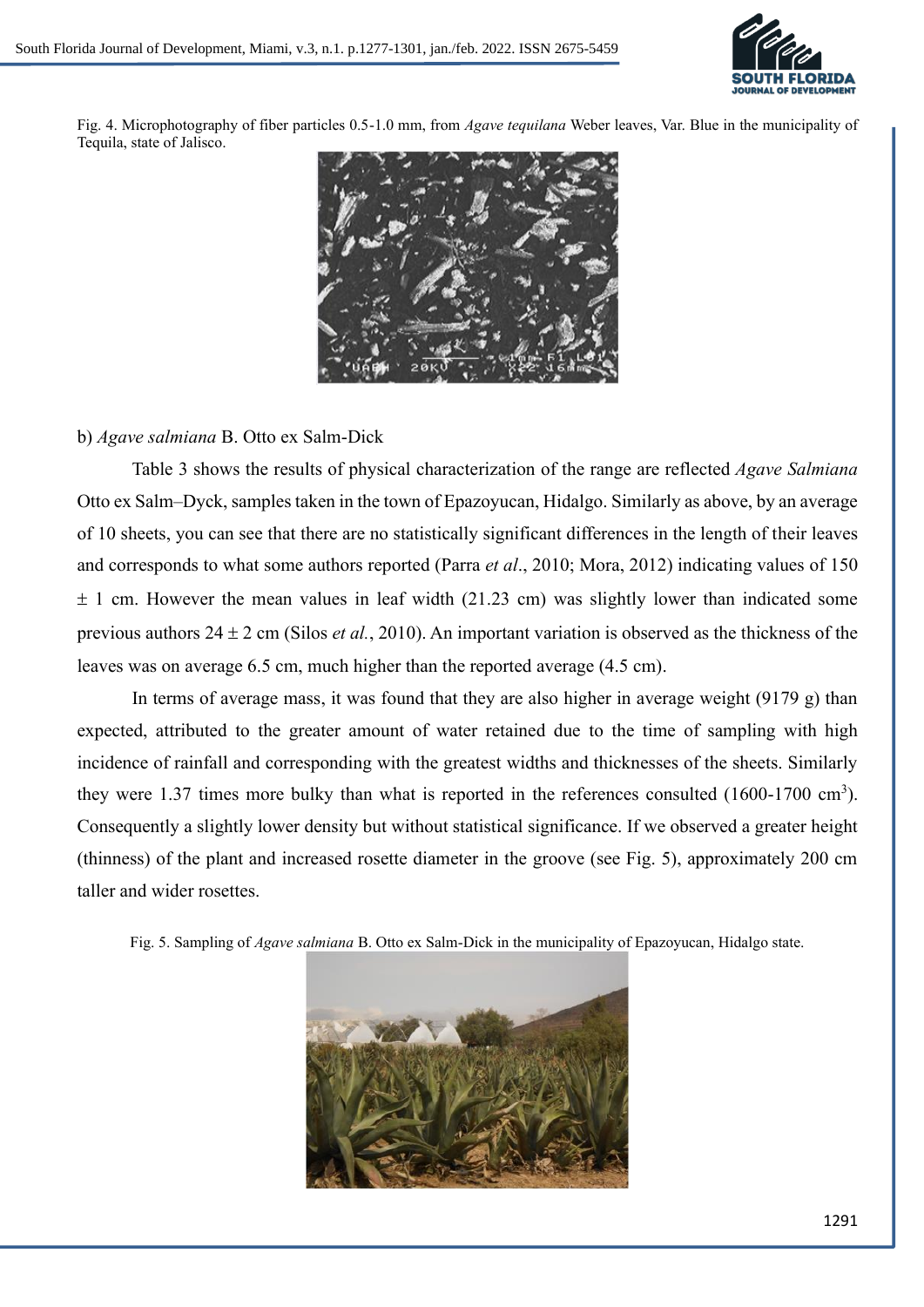Fig. 4. Microphotography of fiber particles 0.5-1.0 mm, from *Agave tequilana* Weber leaves, Var. Blue in the municipality of Tequila, state of Jalisco.

b) *Agave salmiana* B. Otto ex Salm-Dick

Table 3 shows the results of physical characterization of the range are reflected *Agave Salmiana* Otto ex Salm–Dyck, samples taken in the town of Epazoyucan, Hidalgo. Similarly as above, by an average of 10 sheets, you can see that there are no statistically significant differences in the length of their leaves and corresponds to what some authors reported (Parra *et al*., 2010; Mora, 2012) indicating values of 150 ± 1 cm. However the mean values in leaf width (21.23 cm) was slightly lower than indicated some previous authors 24 ± 2 cm (Silos *et al.*, 2010). An important variation is observed as the thickness of the leaves was on average 6.5 cm, much higher than the reported average (4.5 cm).

In terms of average mass, it was found that they are also higher in average weight (9179 g) than expected, attributed to the greater amount of water retained due to the time of sampling with high incidence of rainfall and corresponding with the greatest widths and thicknesses of the sheets. Similarly they were 1.37 times more bulky than what is reported in the references consulted (1600-1700 $cm^3$). Consequently a slightly lower density but without statistical significance. If we observed a greater height (thinness) of the plant and increased rosette diameter in the groove (see Fig. 5), approximately 200 cm taller and wider rosettes.

Fig. 5. Sampling of *Agave salmiana* B. Otto ex Salm-Dick in the municipality of Epazoyucan, Hidalgo state.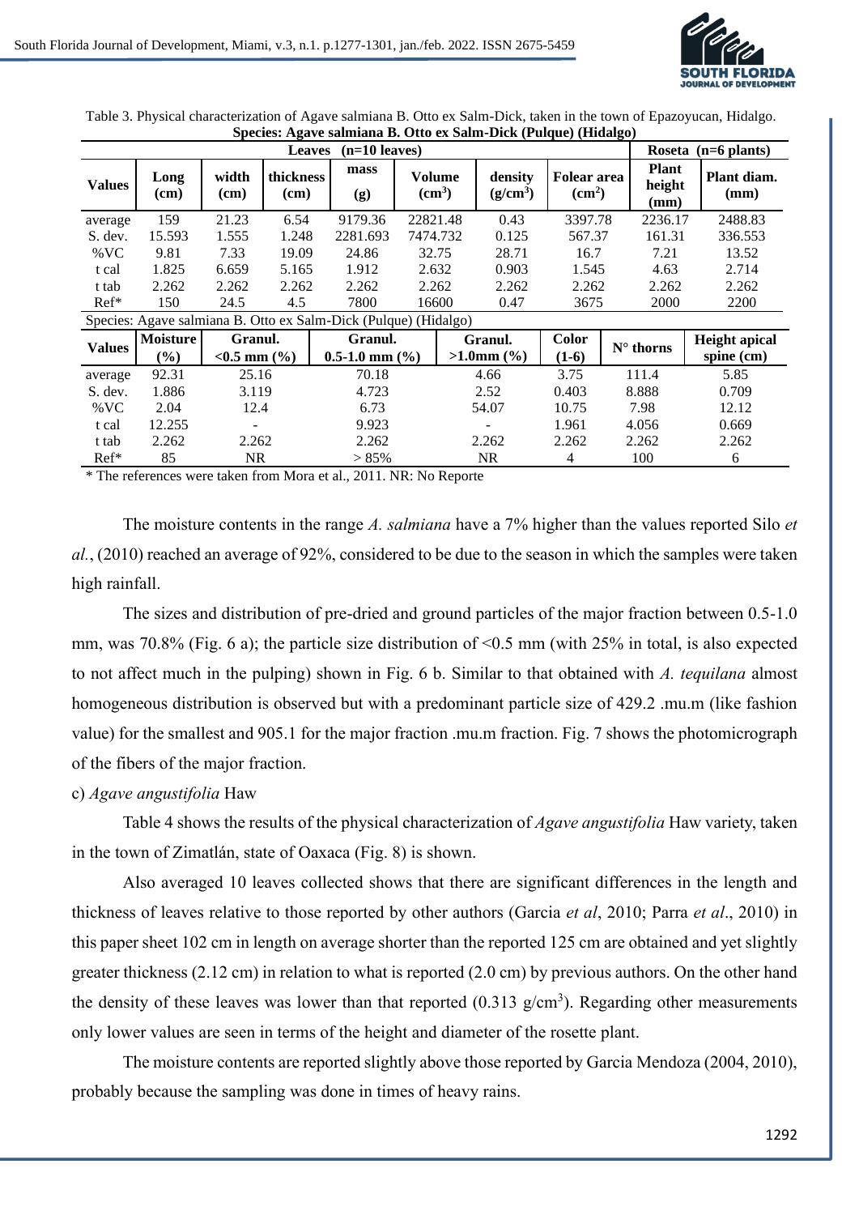Table 3. Physical characterization of Agave salmiana B. Otto ex Salm-Dick, taken in the town of Epazoyucan, Hidalgo.

**Species: Agave salmiana B. Otto ex Salm-Dick (Pulque) (Hidalgo)**

| Values | Leaves (n=10 leaves) | | | | | | | Roseta (n=6 plants) | |
|---|---|---|---|---|---|---|---|---|---|
| | Long (cm) | width (cm) | thickness (cm) | mass (g) | Volume ($cm^3$) | density ($g/cm^3$) | Folear area ($cm^2$) | Plant height (mm) | Plant diam. (mm) |
| average | 159 | 21.23 | 6.54 | 9179.36 | 22821.48 | 0.43 | 3397.78 | 2236.17 | 2488.83 |
| S. dev. | 15.593 | 1.555 | 1.248 | 2281.693 | 7474.732 | 0.125 | 567.37 | 161.31 | 336.553 |
| %VC | 9.81 | 7.33 | 19.09 | 24.86 | 32.75 | 28.71 | 16.7 | 7.21 | 13.52 |
| t cal | 1.825 | 6.659 | 5.165 | 1.912 | 2.632 | 0.903 | 1.545 | 4.63 | 2.714 |
| t tab | 2.262 | 2.262 | 2.262 | 2.262 | 2.262 | 2.262 | 2.262 | 2.262 | 2.262 |
| Ref* | 150 | 24.5 | 4.5 | 7800 | 16600 | 0.47 | 3675 | 2000 | 2200 |

Species: Agave salmiana B. Otto ex Salm-Dick (Pulque) (Hidalgo)

| Values | Moisture (%) | Granul. <0.5 mm (%) | Granul. 0.5-1.0 mm (%) | Granul. >1.0mm (%) | Color (1-6) | N° thorns | Height apical spine (cm) |
|---|---|---|---|---|---|---|---|
| average | 92.31 | 25.16 | 70.18 | 4.66 | 3.75 | 111.4 | 5.85 |
| S. dev. | 1.886 | 3.119 | 4.723 | 2.52 | 0.403 | 8.888 | 0.709 |
| %VC | 2.04 | 12.4 | 6.73 | 54.07 | 10.75 | 7.98 | 12.12 |
| t cal | 12.255 | - | 9.923 | - | 1.961 | 4.056 | 0.669 |
| t tab | 2.262 | 2.262 | 2.262 | 2.262 | 2.262 | 2.262 | 2.262 |
| Ref* | 85 | NR | > 85% | NR | 4 | 100 | 6 |

\* The references were taken from Mora et al., 2011. NR: No Reporte

The moisture contents in the range *A. salmiana* have a 7% higher than the values reported Silo *et al.*, (2010) reached an average of 92%, considered to be due to the season in which the samples were taken high rainfall.

The sizes and distribution of pre-dried and ground particles of the major fraction between 0.5-1.0 mm, was 70.8% (Fig. 6 a); the particle size distribution of <0.5 mm (with 25% in total, is also expected to not affect much in the pulping) shown in Fig. 6 b. Similar to that obtained with *A. tequilana* almost homogeneous distribution is observed but with a predominant particle size of 429.2 .mu.m (like fashion value) for the smallest and 905.1 for the major fraction .mu.m fraction. Fig. 7 shows the photomicrograph of the fibers of the major fraction.

c) *Agave angustifolia* Haw

Table 4 shows the results of the physical characterization of *Agave angustifolia* Haw variety, taken in the town of Zimatlán, state of Oaxaca (Fig. 8) is shown.

Also averaged 10 leaves collected shows that there are significant differences in the length and thickness of leaves relative to those reported by other authors (Garcia *et al*, 2010; Parra *et al*., 2010) in this paper sheet 102 cm in length on average shorter than the reported 125 cm are obtained and yet slightly greater thickness (2.12 cm) in relation to what is reported (2.0 cm) by previous authors. On the other hand the density of these leaves was lower than that reported (0.313 $g/cm^3$). Regarding other measurements only lower values are seen in terms of the height and diameter of the rosette plant.

The moisture contents are reported slightly above those reported by Garcia Mendoza (2004, 2010), probably because the sampling was done in times of heavy rains.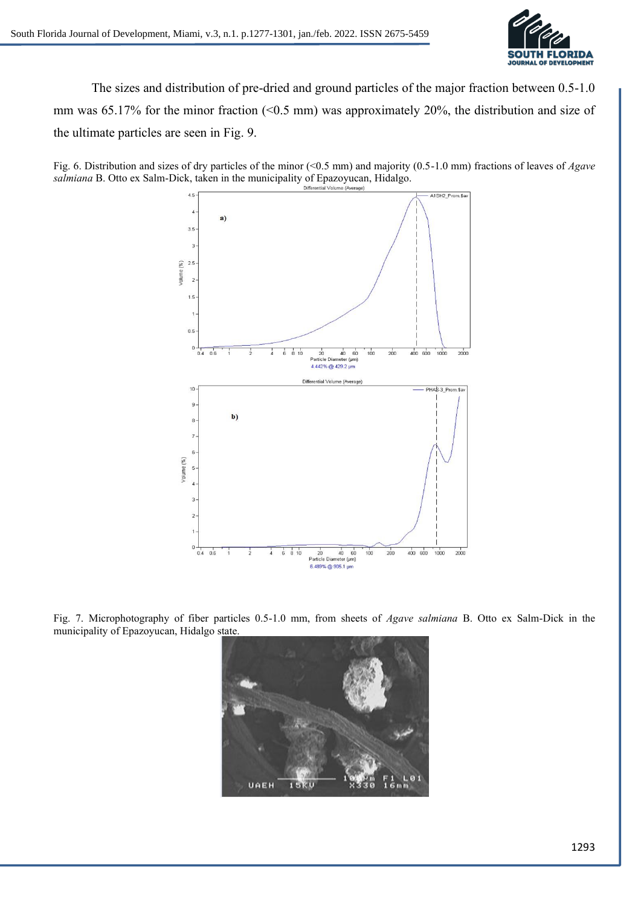The sizes and distribution of pre-dried and ground particles of the major fraction between 0.5-1.0 mm was 65.17% for the minor fraction (<0.5 mm) was approximately 20%, the distribution and size of the ultimate particles are seen in Fig. 9.

Fig. 6. Distribution and sizes of dry particles of the minor (<0.5 mm) and majority (0.5-1.0 mm) fractions of leaves of *Agave salmiana* B. Otto ex Salm-Dick, taken in the municipality of Epazoyucan, Hidalgo.

Fig. 7. Microphotography of fiber particles 0.5-1.0 mm, from sheets of *Agave salmiana* B. Otto ex Salm-Dick in the municipality of Epazoyucan, Hidalgo state.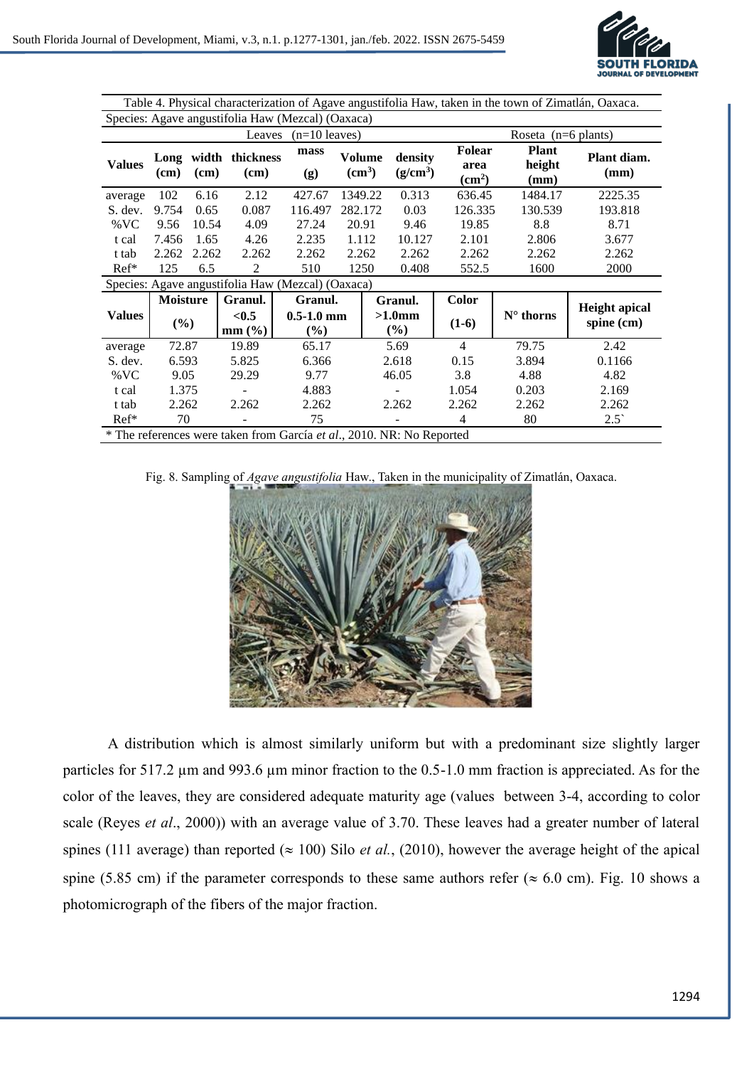Table 4. Physical characterization of Agave angustifolia Haw, taken in the town of Zimatlán, Oaxaca.

| Species: Agave angustifolia Haw (Mezcal) (Oaxaca) | | | | | | | | | | |
|---|---|---|---|---|---|---|---|---|---|---|
| | Leaves (n=10 leaves) | | | | | | | Roseta (n=6 plants) | | |
| **Values** | **Long (cm)** | **width (cm)** | **thickness (cm)** | **mass (g)** | **Volume ($cm^3$)** | **density ($g/cm^3$)** | **Folear area ($cm^2$)** | **Plant height (mm)** | **Plant diam. (mm)** | |
| average | 102 | 6.16 | 2.12 | 427.67 | 1349.22 | 0.313 | 636.45 | 1484.17 | 2225.35 | |
| S. dev. | 9.754 | 0.65 | 0.087 | 116.497 | 282.172 | 0.03 | 126.335 | 130.539 | 193.818 | |
| %VC | 9.56 | 10.54 | 4.09 | 27.24 | 20.91 | 9.46 | 19.85 | 8.8 | 8.71 | |
| t cal | 7.456 | 1.65 | 4.26 | 2.235 | 1.112 | 10.127 | 2.101 | 2.806 | 3.677 | |
| t tab | 2.262 | 2.262 | 2.262 | 2.262 | 2.262 | 2.262 | 2.262 | 2.262 | 2.262 | |
| Ref* | 125 | 6.5 | 2 | 510 | 1250 | 0.408 | 552.5 | 1600 | 2000 | |

| Species: Agave angustifolia Haw (Mezcal) (Oaxaca) | | | | | | | |
|---|---|---|---|---|---|---|---|
| **Values** | **Moisture (%)** | **Granul. <0.5 mm (%)** | **Granul. 0.5-1.0 mm (%)** | **Granul. >1.0mm (%)** | **Color (1-6)** | **N° thorns** | **Height apical spine (cm)** |
| average | 72.87 | 19.89 | 65.17 | 5.69 | 4 | 79.75 | 2.42 |
| S. dev. | 6.593 | 5.825 | 6.366 | 2.618 | 0.15 | 3.894 | 0.1166 |
| %VC | 9.05 | 29.29 | 9.77 | 46.05 | 3.8 | 4.88 | 4.82 |
| t cal | 1.375 | - | 4.883 | - | 1.054 | 0.203 | 2.169 |
| t tab | 2.262 | 2.262 | 2.262 | 2.262 | 2.262 | 2.262 | 2.262 |
| Ref* | 70 | - | 75 | - | 4 | 80 | 2.5` |

\* The references were taken from García *et al*., 2010. NR: No Reported

Fig. 8. Sampling of *Agave angustifolia* Haw., Taken in the municipality of Zimatlán, Oaxaca.

A distribution which is almost similarly uniform but with a predominant size slightly larger particles for 517.2 µm and 993.6 µm minor fraction to the 0.5-1.0 mm fraction is appreciated. As for the color of the leaves, they are considered adequate maturity age (values between 3-4, according to color scale (Reyes *et al*., 2000)) with an average value of 3.70. These leaves had a greater number of lateral spines (111 average) than reported (≈ 100) Silo *et al.*, (2010), however the average height of the apical spine (5.85 cm) if the parameter corresponds to these same authors refer (≈ 6.0 cm). Fig. 10 shows a photomicrograph of the fibers of the major fraction.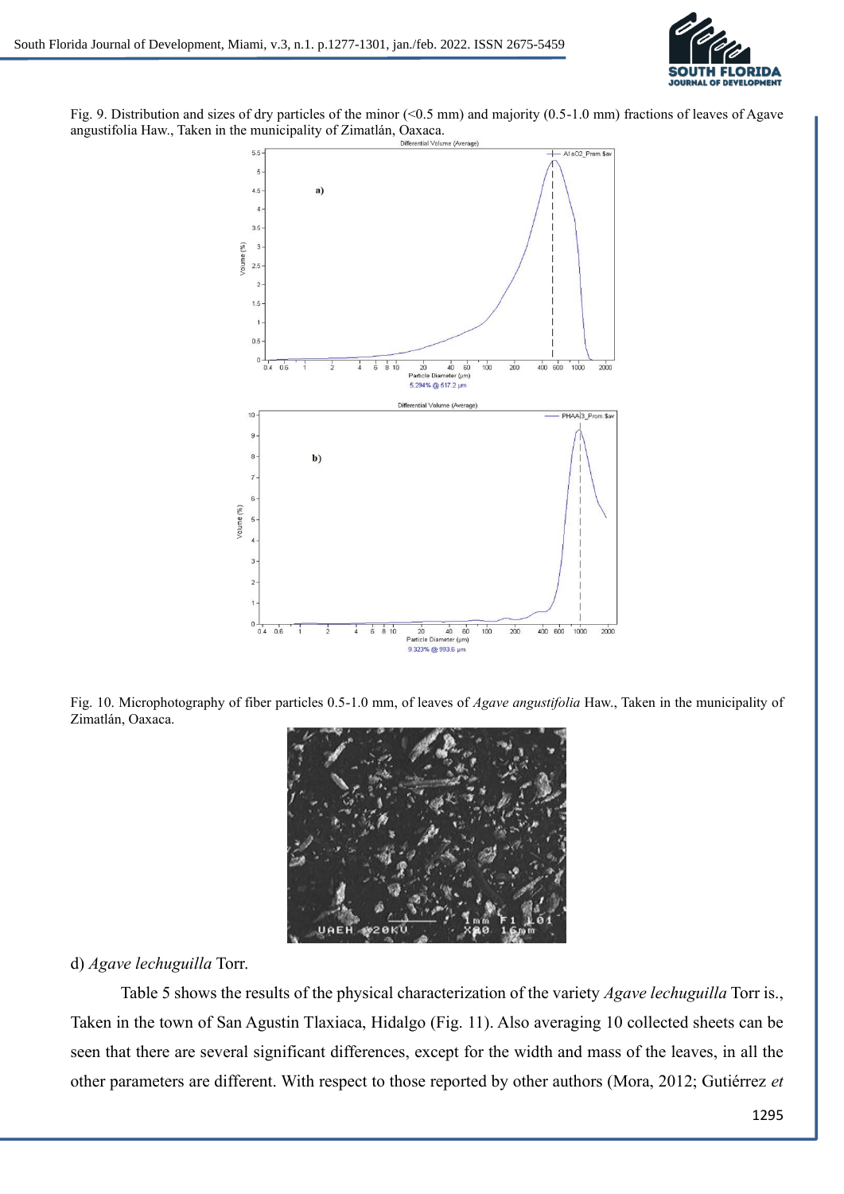Fig. 9. Distribution and sizes of dry particles of the minor (<0.5 mm) and majority (0.5-1.0 mm) fractions of leaves of Agave angustifolia Haw., Taken in the municipality of Zimatlán, Oaxaca.

Fig. 10. Microphotography of fiber particles 0.5-1.0 mm, of leaves of *Agave angustifolia* Haw., Taken in the municipality of Zimatlán, Oaxaca.

d) *Agave lechuguilla* Torr.

Table 5 shows the results of the physical characterization of the variety *Agave lechuguilla* Torr is., Taken in the town of San Agustin Tlaxiaca, Hidalgo (Fig. 11). Also averaging 10 collected sheets can be seen that there are several significant differences, except for the width and mass of the leaves, in all the other parameters are different. With respect to those reported by other authors (Mora, 2012; Gutiérrez *et*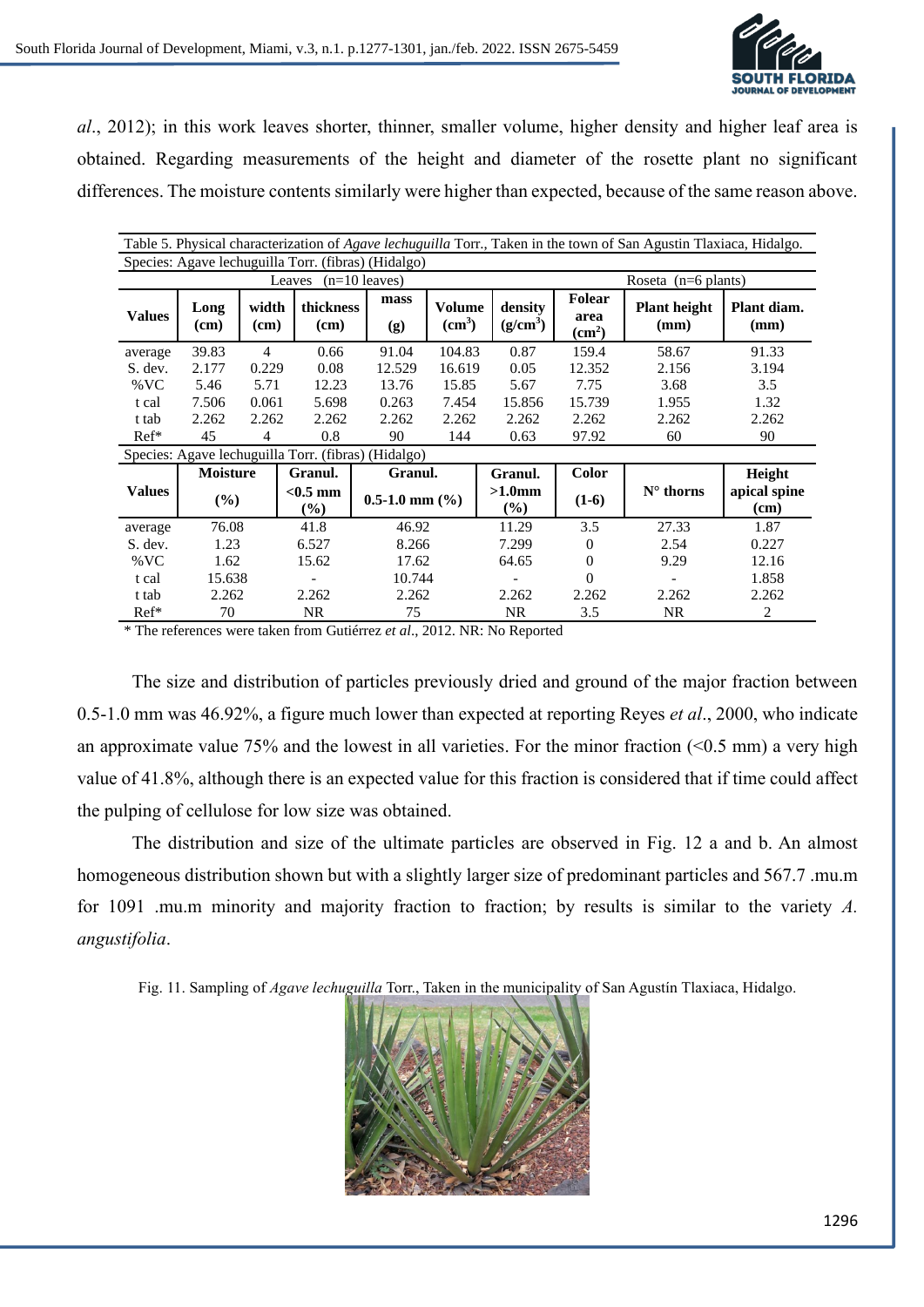*al*., 2012); in this work leaves shorter, thinner, smaller volume, higher density and higher leaf area is obtained. Regarding measurements of the height and diameter of the rosette plant no significant differences. The moisture contents similarly were higher than expected, because of the same reason above.

Table 5. Physical characterization of *Agave lechuguilla* Torr., Taken in the town of San Agustin Tlaxiaca, Hidalgo.

Species: Agave lechuguilla Torr. (fibras) (Hidalgo)

| | Leaves (n=10 leaves) | | | | | | | Roseta (n=6 plants) | |
|---|---|---|---|---|---|---|---|---|---|
| **Values** | **Long (cm)** | **width (cm)** | **thickness (cm)** | **mass (g)** | **Volume ($cm^3$)** | **density ($g/cm^3$)** | **Folear area ($cm^2$)** | **Plant height (mm)** | **Plant diam. (mm)** |
| average | 39.83 | 4 | 0.66 | 91.04 | 104.83 | 0.87 | 159.4 | 58.67 | 91.33 |
| S. dev. | 2.177 | 0.229 | 0.08 | 12.529 | 16.619 | 0.05 | 12.352 | 2.156 | 3.194 |
| %VC | 5.46 | 5.71 | 12.23 | 13.76 | 15.85 | 5.67 | 7.75 | 3.68 | 3.5 |
| t cal | 7.506 | 0.061 | 5.698 | 0.263 | 7.454 | 15.856 | 15.739 | 1.955 | 1.32 |
| t tab | 2.262 | 2.262 | 2.262 | 2.262 | 2.262 | 2.262 | 2.262 | 2.262 | 2.262 |
| Ref* | 45 | 4 | 0.8 | 90 | 144 | 0.63 | 97.92 | 60 | 90 |

Species: Agave lechuguilla Torr. (fibras) (Hidalgo)

| **Values** | **Moisture (%)** | **Granul. <0.5 mm (%)** | **Granul. 0.5-1.0 mm (%)** | **Granul. >1.0mm (%)** | **Color (1-6)** | **N° thorns** | **Height apical spine (cm)** |
|---|---|---|---|---|---|---|---|
| average | 76.08 | 41.8 | 46.92 | 11.29 | 3.5 | 27.33 | 1.87 |
| S. dev. | 1.23 | 6.527 | 8.266 | 7.299 | 0 | 2.54 | 0.227 |
| %VC | 1.62 | 15.62 | 17.62 | 64.65 | 0 | 9.29 | 12.16 |
| t cal | 15.638 | - | 10.744 | - | 0 | - | 1.858 |
| t tab | 2.262 | 2.262 | 2.262 | 2.262 | 2.262 | 2.262 | 2.262 |
| Ref* | 70 | NR | 75 | NR | 3.5 | NR | 2 |

\* The references were taken from Gutiérrez *et al*., 2012. NR: No Reported

The size and distribution of particles previously dried and ground of the major fraction between 0.5-1.0 mm was 46.92%, a figure much lower than expected at reporting Reyes *et al*., 2000, who indicate an approximate value 75% and the lowest in all varieties. For the minor fraction (<0.5 mm) a very high value of 41.8%, although there is an expected value for this fraction is considered that if time could affect the pulping of cellulose for low size was obtained.

The distribution and size of the ultimate particles are observed in Fig. 12 a and b. An almost homogeneous distribution shown but with a slightly larger size of predominant particles and 567.7 .mu.m for 1091 .mu.m minority and majority fraction to fraction; by results is similar to the variety *A. angustifolia*.

Fig. 11. Sampling of *Agave lechuguilla* Torr., Taken in the municipality of San Agustín Tlaxiaca, Hidalgo.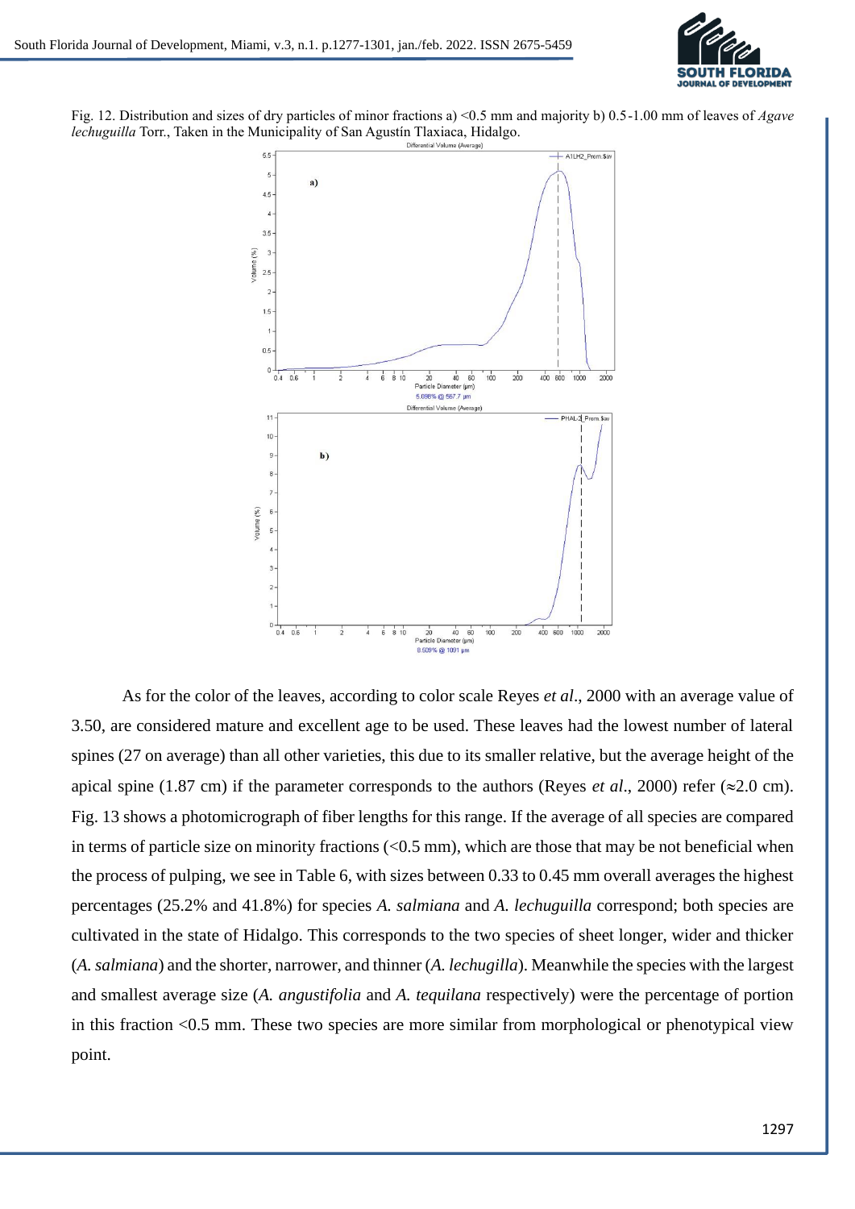Fig. 12. Distribution and sizes of dry particles of minor fractions a) <0.5 mm and majority b) 0.5-1.00 mm of leaves of *Agave lechuguilla* Torr., Taken in the Municipality of San Agustín Tlaxiaca, Hidalgo.

As for the color of the leaves, according to color scale Reyes *et al*., 2000 with an average value of 3.50, are considered mature and excellent age to be used. These leaves had the lowest number of lateral spines (27 on average) than all other varieties, this due to its smaller relative, but the average height of the apical spine (1.87 cm) if the parameter corresponds to the authors (Reyes *et al*., 2000) refer (≈2.0 cm). Fig. 13 shows a photomicrograph of fiber lengths for this range. If the average of all species are compared in terms of particle size on minority fractions (<0.5 mm), which are those that may be not beneficial when the process of pulping, we see in Table 6, with sizes between 0.33 to 0.45 mm overall averages the highest percentages (25.2% and 41.8%) for species *A. salmiana* and *A. lechuguilla* correspond; both species are cultivated in the state of Hidalgo. This corresponds to the two species of sheet longer, wider and thicker (*A. salmiana*) and the shorter, narrower, and thinner (*A. lechugilla*). Meanwhile the species with the largest and smallest average size (*A. angustifolia* and *A. tequilana* respectively) were the percentage of portion in this fraction <0.5 mm. These two species are more similar from morphological or phenotypical view point.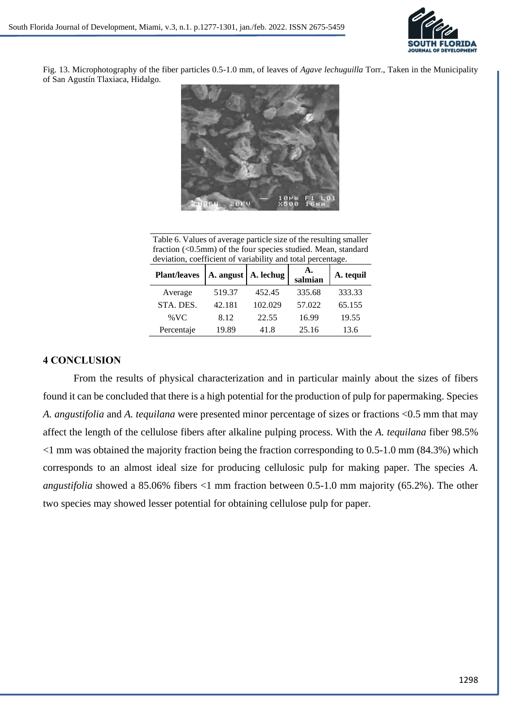Fig. 13. Microphotography of the fiber particles 0.5-1.0 mm, of leaves of *Agave lechuguilla* Torr., Taken in the Municipality of San Agustín Tlaxiaca, Hidalgo.

Table 6. Values of average particle size of the resulting smaller fraction (<0.5mm) of the four species studied. Mean, standard deviation, coefficient of variability and total percentage.

| Plant/leaves | A. angust | A. lechug | A. salmian | A. tequil |
|---|---|---|---|---|
| Average | 519.37 | 452.45 | 335.68 | 333.33 |
| STA. DES. | 42.181 | 102.029 | 57.022 | 65.155 |
| %VC | 8.12 | 22.55 | 16.99 | 19.55 |
| Percentaje | 19.89 | 41.8 | 25.16 | 13.6 |

## 4 CONCLUSION

From the results of physical characterization and in particular mainly about the sizes of fibers found it can be concluded that there is a high potential for the production of pulp for papermaking. Species *A. angustifolia* and *A. tequilana* were presented minor percentage of sizes or fractions <0.5 mm that may affect the length of the cellulose fibers after alkaline pulping process. With the *A. tequilana* fiber 98.5% <1 mm was obtained the majority fraction being the fraction corresponding to 0.5-1.0 mm (84.3%) which corresponds to an almost ideal size for producing cellulosic pulp for making paper. The species *A. angustifolia* showed a 85.06% fibers <1 mm fraction between 0.5-1.0 mm majority (65.2%). The other two species may showed lesser potential for obtaining cellulose pulp for paper.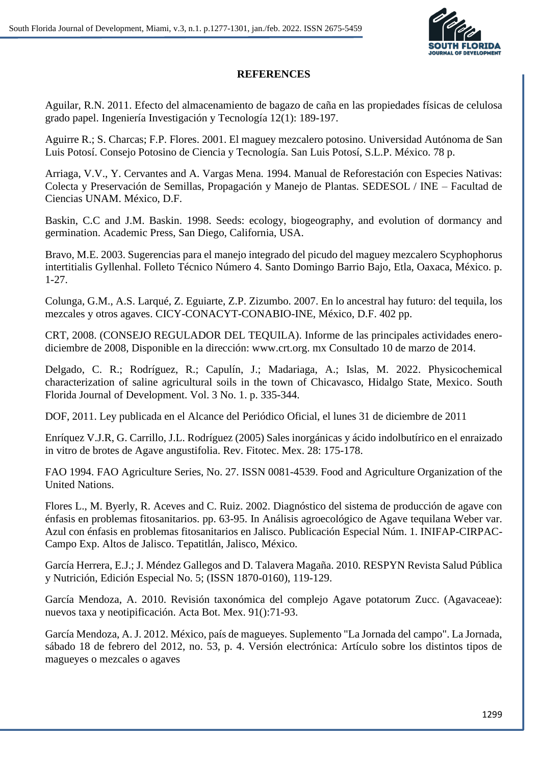## REFERENCES

Aguilar, R.N. 2011. Efecto del almacenamiento de bagazo de caña en las propiedades físicas de celulosa grado papel. Ingeniería Investigación y Tecnología 12(1): 189-197.

Aguirre R.; S. Charcas; F.P. Flores. 2001. El maguey mezcalero potosino. Universidad Autónoma de San Luis Potosí. Consejo Potosino de Ciencia y Tecnología. San Luis Potosí, S.L.P. México. 78 p.

Arriaga, V.V., Y. Cervantes and A. Vargas Mena. 1994. Manual de Reforestación con Especies Nativas: Colecta y Preservación de Semillas, Propagación y Manejo de Plantas. SEDESOL / INE – Facultad de Ciencias UNAM. México, D.F.

Baskin, C.C and J.M. Baskin. 1998. Seeds: ecology, biogeography, and evolution of dormancy and germination. Academic Press, San Diego, California, USA.

Bravo, M.E. 2003. Sugerencias para el manejo integrado del picudo del maguey mezcalero Scyphophorus intertitialis Gyllenhal. Folleto Técnico Número 4. Santo Domingo Barrio Bajo, Etla, Oaxaca, México. p. 1-27.

Colunga, G.M., A.S. Larqué, Z. Eguiarte, Z.P. Zizumbo. 2007. En lo ancestral hay futuro: del tequila, los mezcales y otros agaves. CICY-CONACYT-CONABIO-INE, México, D.F. 402 pp.

CRT, 2008. (CONSEJO REGULADOR DEL TEQUILA). Informe de las principales actividades enero-diciembre de 2008, Disponible en la dirección: www.crt.org. mx Consultado 10 de marzo de 2014.

Delgado, C. R.; Rodríguez, R.; Capulín, J.; Madariaga, A.; Islas, M. 2022. Physicochemical characterization of saline agricultural soils in the town of Chicavasco, Hidalgo State, Mexico. South Florida Journal of Development. Vol. 3 No. 1. p. 335-344.

DOF, 2011. Ley publicada en el Alcance del Periódico Oficial, el lunes 31 de diciembre de 2011

Enríquez V.J.R, G. Carrillo, J.L. Rodríguez (2005) Sales inorgánicas y ácido indolbutírico en el enraizado in vitro de brotes de Agave angustifolia. Rev. Fitotec. Mex. 28: 175-178.

FAO 1994. FAO Agriculture Series, No. 27. ISSN 0081-4539. Food and Agriculture Organization of the United Nations.

Flores L., M. Byerly, R. Aceves and C. Ruiz. 2002. Diagnóstico del sistema de producción de agave con énfasis en problemas fitosanitarios. pp. 63-95. In Análisis agroecológico de Agave tequilana Weber var. Azul con énfasis en problemas fitosanitarios en Jalisco. Publicación Especial Núm. 1. INIFAP-CIRPAC-Campo Exp. Altos de Jalisco. Tepatitlán, Jalisco, México.

García Herrera, E.J.; J. Méndez Gallegos and D. Talavera Magaña. 2010. RESPYN Revista Salud Pública y Nutrición, Edición Especial No. 5; (ISSN 1870-0160), 119-129.

García Mendoza, A. 2010. Revisión taxonómica del complejo Agave potatorum Zucc. (Agavaceae): nuevos taxa y neotipificación. Acta Bot. Mex. 91():71-93.

García Mendoza, A. J. 2012. México, país de magueyes. Suplemento "La Jornada del campo". La Jornada, sábado 18 de febrero del 2012, no. 53, p. 4. Versión electrónica: Artículo sobre los distintos tipos de magueyes o mezcales o agaves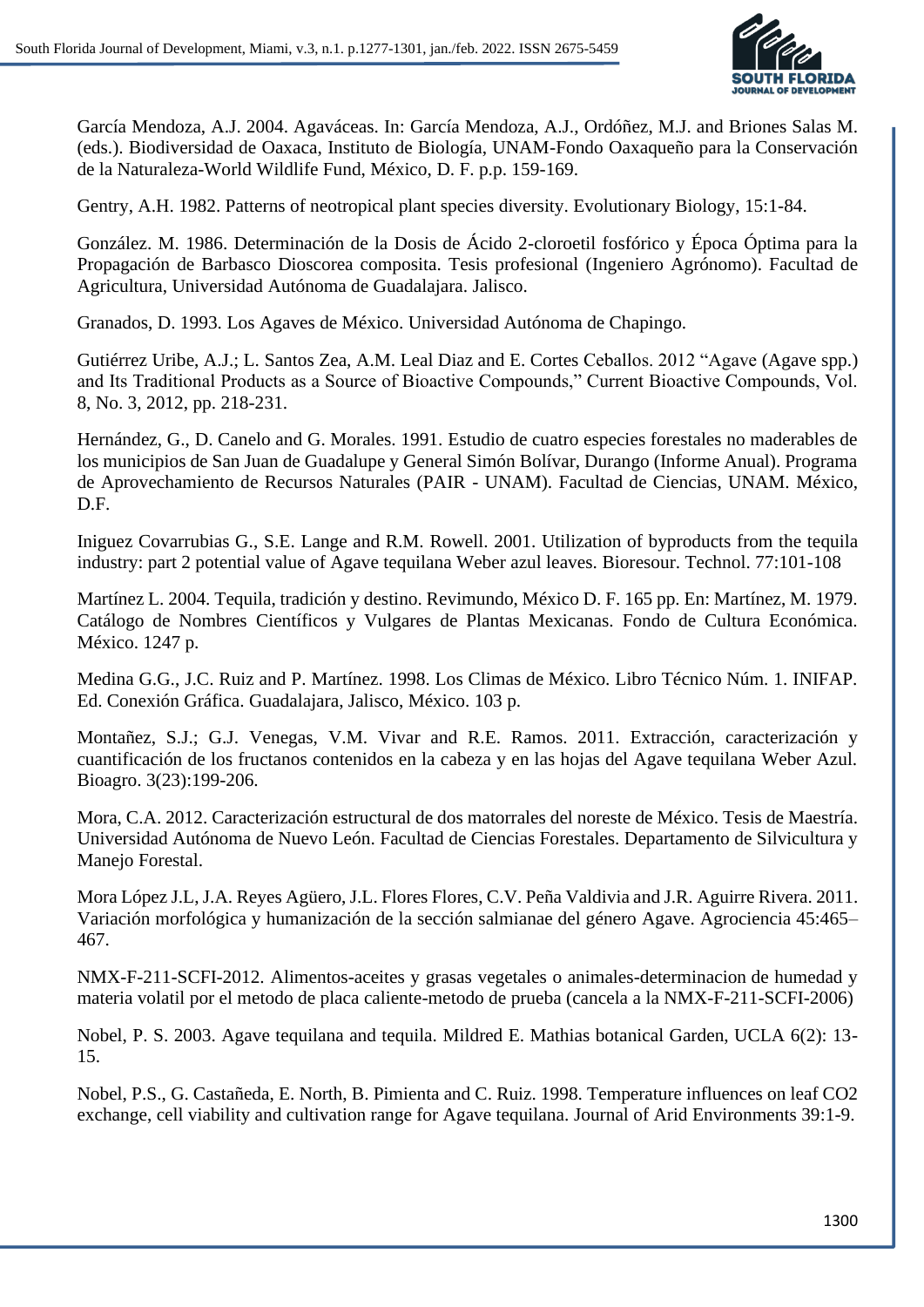García Mendoza, A.J. 2004. Agaváceas. In: García Mendoza, A.J., Ordóñez, M.J. and Briones Salas M. (eds.). Biodiversidad de Oaxaca, Instituto de Biología, UNAM-Fondo Oaxaqueño para la Conservación de la Naturaleza-World Wildlife Fund, México, D. F. p.p. 159-169.

Gentry, A.H. 1982. Patterns of neotropical plant species diversity. Evolutionary Biology, 15:1-84.

González. M. 1986. Determinación de la Dosis de Ácido 2-cloroetil fosfórico y Época Óptima para la Propagación de Barbasco Dioscorea composita. Tesis profesional (Ingeniero Agrónomo). Facultad de Agricultura, Universidad Autónoma de Guadalajara. Jalisco.

Granados, D. 1993. Los Agaves de México. Universidad Autónoma de Chapingo.

Gutiérrez Uribe, A.J.; L. Santos Zea, A.M. Leal Diaz and E. Cortes Ceballos. 2012 "Agave (Agave spp.) and Its Traditional Products as a Source of Bioactive Compounds," Current Bioactive Compounds, Vol. 8, No. 3, 2012, pp. 218-231.

Hernández, G., D. Canelo and G. Morales. 1991. Estudio de cuatro especies forestales no maderables de los municipios de San Juan de Guadalupe y General Simón Bolívar, Durango (Informe Anual). Programa de Aprovechamiento de Recursos Naturales (PAIR - UNAM). Facultad de Ciencias, UNAM. México, D.F.

Iniguez Covarrubias G., S.E. Lange and R.M. Rowell. 2001. Utilization of byproducts from the tequila industry: part 2 potential value of Agave tequilana Weber azul leaves. Bioresour. Technol. 77:101-108

Martínez L. 2004. Tequila, tradición y destino. Revimundo, México D. F. 165 pp. En: Martínez, M. 1979. Catálogo de Nombres Científicos y Vulgares de Plantas Mexicanas. Fondo de Cultura Económica. México. 1247 p.

Medina G.G., J.C. Ruiz and P. Martínez. 1998. Los Climas de México. Libro Técnico Núm. 1. INIFAP. Ed. Conexión Gráfica. Guadalajara, Jalisco, México. 103 p.

Montañez, S.J.; G.J. Venegas, V.M. Vivar and R.E. Ramos. 2011. Extracción, caracterización y cuantificación de los fructanos contenidos en la cabeza y en las hojas del Agave tequilana Weber Azul. Bioagro. 3(23):199-206.

Mora, C.A. 2012. Caracterización estructural de dos matorrales del noreste de México. Tesis de Maestría. Universidad Autónoma de Nuevo León. Facultad de Ciencias Forestales. Departamento de Silvicultura y Manejo Forestal.

Mora López J.L, J.A. Reyes Agüero, J.L. Flores Flores, C.V. Peña Valdivia and J.R. Aguirre Rivera. 2011. Variación morfológica y humanización de la sección salmianae del género Agave. Agrociencia 45:465–467.

NMX-F-211-SCFI-2012. Alimentos-aceites y grasas vegetales o animales-determinacion de humedad y materia volatil por el metodo de placa caliente-metodo de prueba (cancela a la NMX-F-211-SCFI-2006)

Nobel, P. S. 2003. Agave tequilana and tequila. Mildred E. Mathias botanical Garden, UCLA 6(2): 13-15.

Nobel, P.S., G. Castañeda, E. North, B. Pimienta and C. Ruiz. 1998. Temperature influences on leaf $CO_2$ exchange, cell viability and cultivation range for Agave tequilana. Journal of Arid Environments 39:1-9.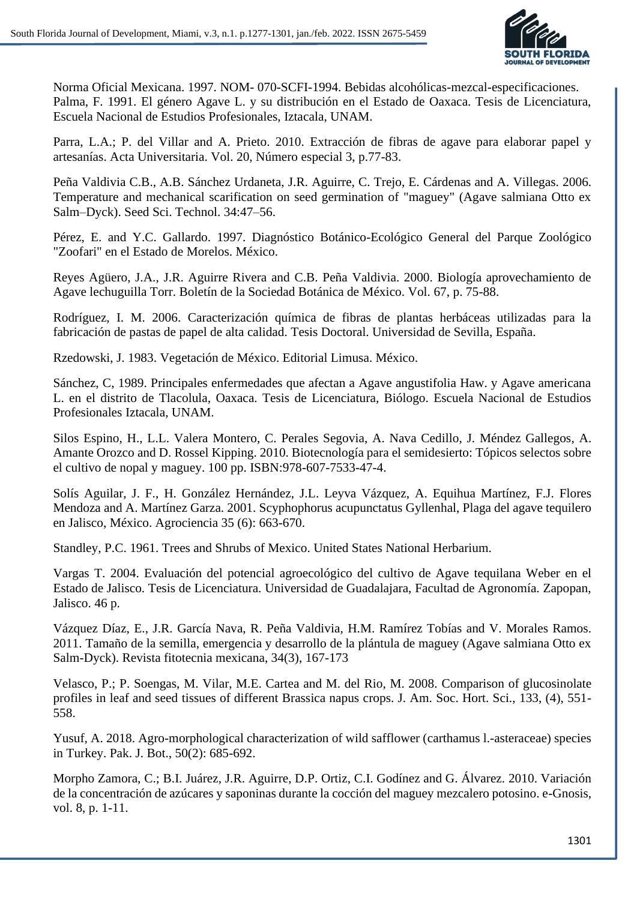Norma Oficial Mexicana. 1997. NOM- 070-SCFI-1994. Bebidas alcohólicas-mezcal-especificaciones.
Palma, F. 1991. El género Agave L. y su distribución en el Estado de Oaxaca. Tesis de Licenciatura, Escuela Nacional de Estudios Profesionales, Iztacala, UNAM.

Parra, L.A.; P. del Villar and A. Prieto. 2010. Extracción de fibras de agave para elaborar papel y artesanías. Acta Universitaria. Vol. 20, Número especial 3, p.77-83.

Peña Valdivia C.B., A.B. Sánchez Urdaneta, J.R. Aguirre, C. Trejo, E. Cárdenas and A. Villegas. 2006. Temperature and mechanical scarification on seed germination of "maguey" (Agave salmiana Otto ex Salm–Dyck). Seed Sci. Technol. 34:47–56.

Pérez, E. and Y.C. Gallardo. 1997. Diagnóstico Botánico-Ecológico General del Parque Zoológico "Zoofari" en el Estado de Morelos. México.

Reyes Agüero, J.A., J.R. Aguirre Rivera and C.B. Peña Valdivia. 2000. Biología aprovechamiento de Agave lechuguilla Torr. Boletín de la Sociedad Botánica de México. Vol. 67, p. 75-88.

Rodríguez, I. M. 2006. Caracterización química de fibras de plantas herbáceas utilizadas para la fabricación de pastas de papel de alta calidad. Tesis Doctoral. Universidad de Sevilla, España.

Rzedowski, J. 1983. Vegetación de México. Editorial Limusa. México.

Sánchez, C, 1989. Principales enfermedades que afectan a Agave angustifolia Haw. y Agave americana L. en el distrito de Tlacolula, Oaxaca. Tesis de Licenciatura, Biólogo. Escuela Nacional de Estudios Profesionales Iztacala, UNAM.

Silos Espino, H., L.L. Valera Montero, C. Perales Segovia, A. Nava Cedillo, J. Méndez Gallegos, A. Amante Orozco and D. Rossel Kipping. 2010. Biotecnología para el semidesierto: Tópicos selectos sobre el cultivo de nopal y maguey. 100 pp. ISBN:978-607-7533-47-4.

Solís Aguilar, J. F., H. González Hernández, J.L. Leyva Vázquez, A. Equihua Martínez, F.J. Flores Mendoza and A. Martínez Garza. 2001. Scyphophorus acupunctatus Gyllenhal, Plaga del agave tequilero en Jalisco, México. Agrociencia 35 (6): 663-670.

Standley, P.C. 1961. Trees and Shrubs of Mexico. United States National Herbarium.

Vargas T. 2004. Evaluación del potencial agroecológico del cultivo de Agave tequilana Weber en el Estado de Jalisco. Tesis de Licenciatura. Universidad de Guadalajara, Facultad de Agronomía. Zapopan, Jalisco. 46 p.

Vázquez Díaz, E., J.R. García Nava, R. Peña Valdivia, H.M. Ramírez Tobías and V. Morales Ramos. 2011. Tamaño de la semilla, emergencia y desarrollo de la plántula de maguey (Agave salmiana Otto ex Salm-Dyck). Revista fitotecnia mexicana, 34(3), 167-173

Velasco, P.; P. Soengas, M. Vilar, M.E. Cartea and M. del Rio, M. 2008. Comparison of glucosinolate profiles in leaf and seed tissues of different Brassica napus crops. J. Am. Soc. Hort. Sci., 133, (4), 551-558.

Yusuf, A. 2018. Agro-morphological characterization of wild safflower (carthamus l.-asteraceae) species in Turkey. Pak. J. Bot., 50(2): 685-692.

Morpho Zamora, C.; B.I. Juárez, J.R. Aguirre, D.P. Ortiz, C.I. Godínez and G. Álvarez. 2010. Variación de la concentración de azúcares y saponinas durante la cocción del maguey mezcalero potosino. e-Gnosis, vol. 8, p. 1-11.